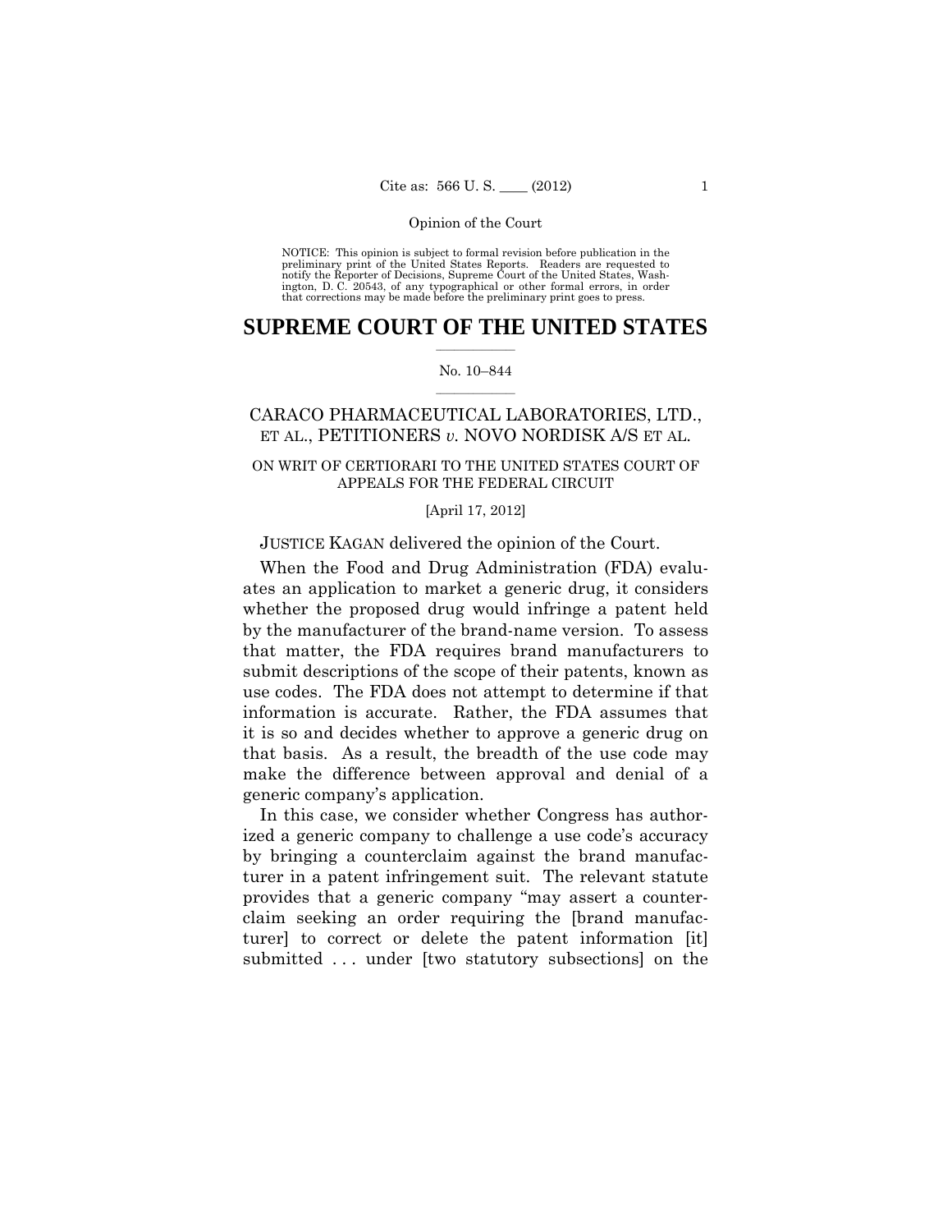Opinion of the Court

NOTICE: This opinion is subject to formal revision before publication in the preliminary print of the United States Reports. Readers are requested to notify the Reporter of Decisions, Supreme Court of the United States, Washington, D. C. 20543, of any typographical or other formal errors, in order that corrections may be made before the preliminary print goes to press.

# SUPREME COURT OF THE UNITED STATES

No. 10–844

## CARACO PHARMACEUTICAL LABORATORIES, LTD., ET AL., PETITIONERS *v.* NOVO NORDISK A/S ET AL.

ON WRIT OF CERTIORARI TO THE UNITED STATES COURT OF APPEALS FOR THE FEDERAL CIRCUIT

[April 17, 2012]

JUSTICE KAGAN delivered the opinion of the Court.

When the Food and Drug Administration (FDA) evaluates an application to market a generic drug, it considers whether the proposed drug would infringe a patent held by the manufacturer of the brand-name version. To assess that matter, the FDA requires brand manufacturers to submit descriptions of the scope of their patents, known as use codes. The FDA does not attempt to determine if that information is accurate. Rather, the FDA assumes that it is so and decides whether to approve a generic drug on that basis. As a result, the breadth of the use code may make the difference between approval and denial of a generic company's application.

In this case, we consider whether Congress has authorized a generic company to challenge a use code's accuracy by bringing a counterclaim against the brand manufacturer in a patent infringement suit. The relevant statute provides that a generic company "may assert a counterclaim seeking an order requiring the [brand manufacturer] to correct or delete the patent information [it] submitted . . . under [two statutory subsections] on the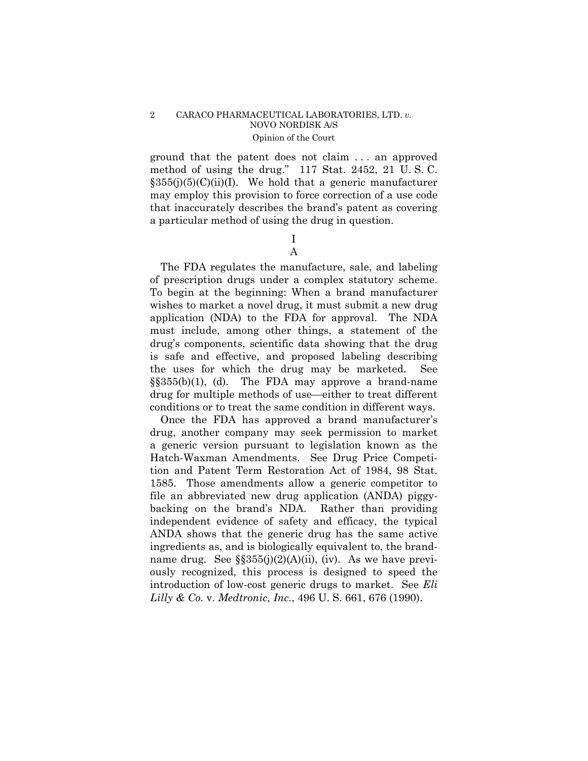ground that the patent does not claim . . . an approved method of using the drug." 117 Stat. 2452, 21 U. S. C. §355(j)(5)(C)(ii)(I). We hold that a generic manufacturer may employ this provision to force correction of a use code that inaccurately describes the brand's patent as covering a particular method of using the drug in question.

# I

## A

The FDA regulates the manufacture, sale, and labeling of prescription drugs under a complex statutory scheme. To begin at the beginning: When a brand manufacturer wishes to market a novel drug, it must submit a new drug application (NDA) to the FDA for approval. The NDA must include, among other things, a statement of the drug's components, scientific data showing that the drug is safe and effective, and proposed labeling describing the uses for which the drug may be marketed. See §§355(b)(1), (d). The FDA may approve a brand-name drug for multiple methods of use—either to treat different conditions or to treat the same condition in different ways.

Once the FDA has approved a brand manufacturer's drug, another company may seek permission to market a generic version pursuant to legislation known as the Hatch-Waxman Amendments. See Drug Price Competition and Patent Term Restoration Act of 1984, 98 Stat. 1585. Those amendments allow a generic competitor to file an abbreviated new drug application (ANDA) piggybacking on the brand's NDA. Rather than providing independent evidence of safety and efficacy, the typical ANDA shows that the generic drug has the same active ingredients as, and is biologically equivalent to, the brand-name drug. See §§355(j)(2)(A)(ii), (iv). As we have previously recognized, this process is designed to speed the introduction of low-cost generic drugs to market. See *Eli Lilly & Co.* v. *Medtronic, Inc.*, 496 U. S. 661, 676 (1990).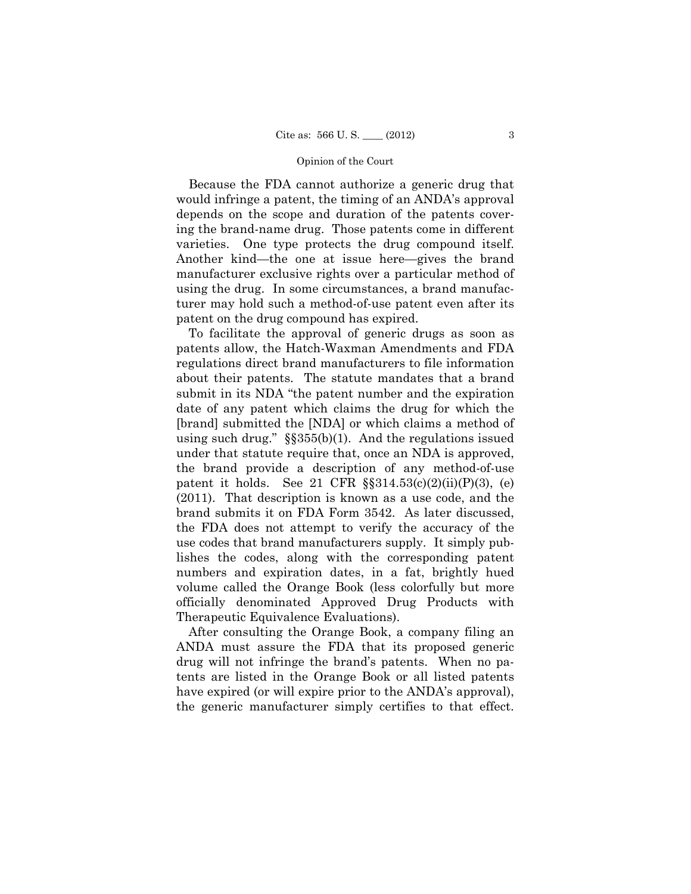Because the FDA cannot authorize a generic drug that would infringe a patent, the timing of an ANDA's approval depends on the scope and duration of the patents covering the brand-name drug. Those patents come in different varieties. One type protects the drug compound itself. Another kind—the one at issue here—gives the brand manufacturer exclusive rights over a particular method of using the drug. In some circumstances, a brand manufacturer may hold such a method-of-use patent even after its patent on the drug compound has expired.

To facilitate the approval of generic drugs as soon as patents allow, the Hatch-Waxman Amendments and FDA regulations direct brand manufacturers to file information about their patents. The statute mandates that a brand submit in its NDA "the patent number and the expiration date of any patent which claims the drug for which the [brand] submitted the [NDA] or which claims a method of using such drug." §§355(b)(1). And the regulations issued under that statute require that, once an NDA is approved, the brand provide a description of any method-of-use patent it holds. See 21 CFR §§314.53(c)(2)(ii)(P)(3), (e) (2011). That description is known as a use code, and the brand submits it on FDA Form 3542. As later discussed, the FDA does not attempt to verify the accuracy of the use codes that brand manufacturers supply. It simply publishes the codes, along with the corresponding patent numbers and expiration dates, in a fat, brightly hued volume called the Orange Book (less colorfully but more officially denominated Approved Drug Products with Therapeutic Equivalence Evaluations).

After consulting the Orange Book, a company filing an ANDA must assure the FDA that its proposed generic drug will not infringe the brand's patents. When no patents are listed in the Orange Book or all listed patents have expired (or will expire prior to the ANDA's approval), the generic manufacturer simply certifies to that effect.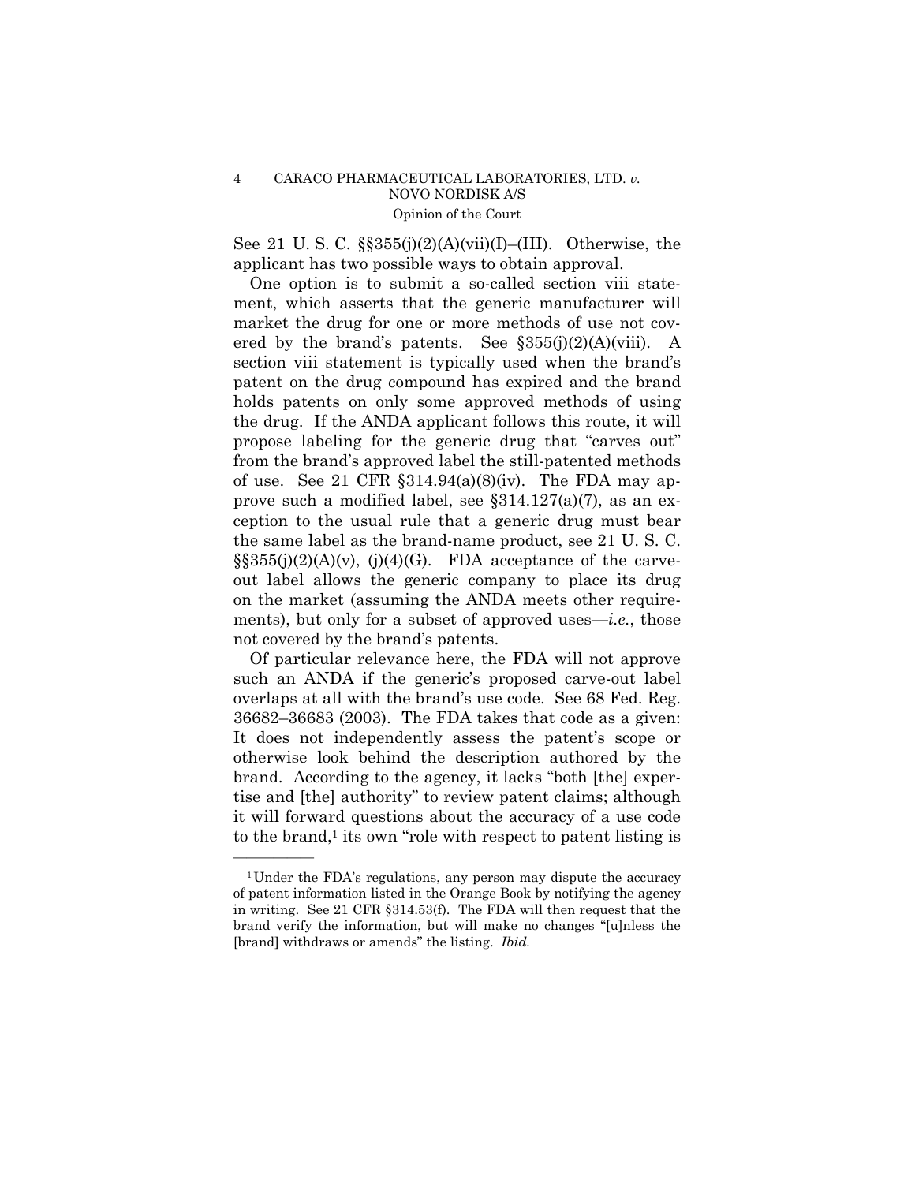See 21 U. S. C. §§355(j)(2)(A)(vii)(I)–(III). Otherwise, the applicant has two possible ways to obtain approval.

One option is to submit a so-called section viii statement, which asserts that the generic manufacturer will market the drug for one or more methods of use not covered by the brand's patents. See §355(j)(2)(A)(viii). A section viii statement is typically used when the brand's patent on the drug compound has expired and the brand holds patents on only some approved methods of using the drug. If the ANDA applicant follows this route, it will propose labeling for the generic drug that "carves out" from the brand's approved label the still-patented methods of use. See 21 CFR §314.94(a)(8)(iv). The FDA may approve such a modified label, see §314.127(a)(7), as an exception to the usual rule that a generic drug must bear the same label as the brand-name product, see 21 U. S. C. §§355(j)(2)(A)(v), (j)(4)(G). FDA acceptance of the carve-out label allows the generic company to place its drug on the market (assuming the ANDA meets other requirements), but only for a subset of approved uses—*i.e.*, those not covered by the brand's patents.

Of particular relevance here, the FDA will not approve such an ANDA if the generic's proposed carve-out label overlaps at all with the brand's use code. See 68 Fed. Reg. 36682–36683 (2003). The FDA takes that code as a given: It does not independently assess the patent's scope or otherwise look behind the description authored by the brand. According to the agency, it lacks "both [the] expertise and [the] authority" to review patent claims; although it will forward questions about the accuracy of a use code to the brand,[1] its own "role with respect to patent listing is

---

[1] Under the FDA's regulations, any person may dispute the accuracy of patent information listed in the Orange Book by notifying the agency in writing. See 21 CFR §314.53(f). The FDA will then request that the brand verify the information, but will make no changes "[u]nless the [brand] withdraws or amends" the listing. *Ibid.*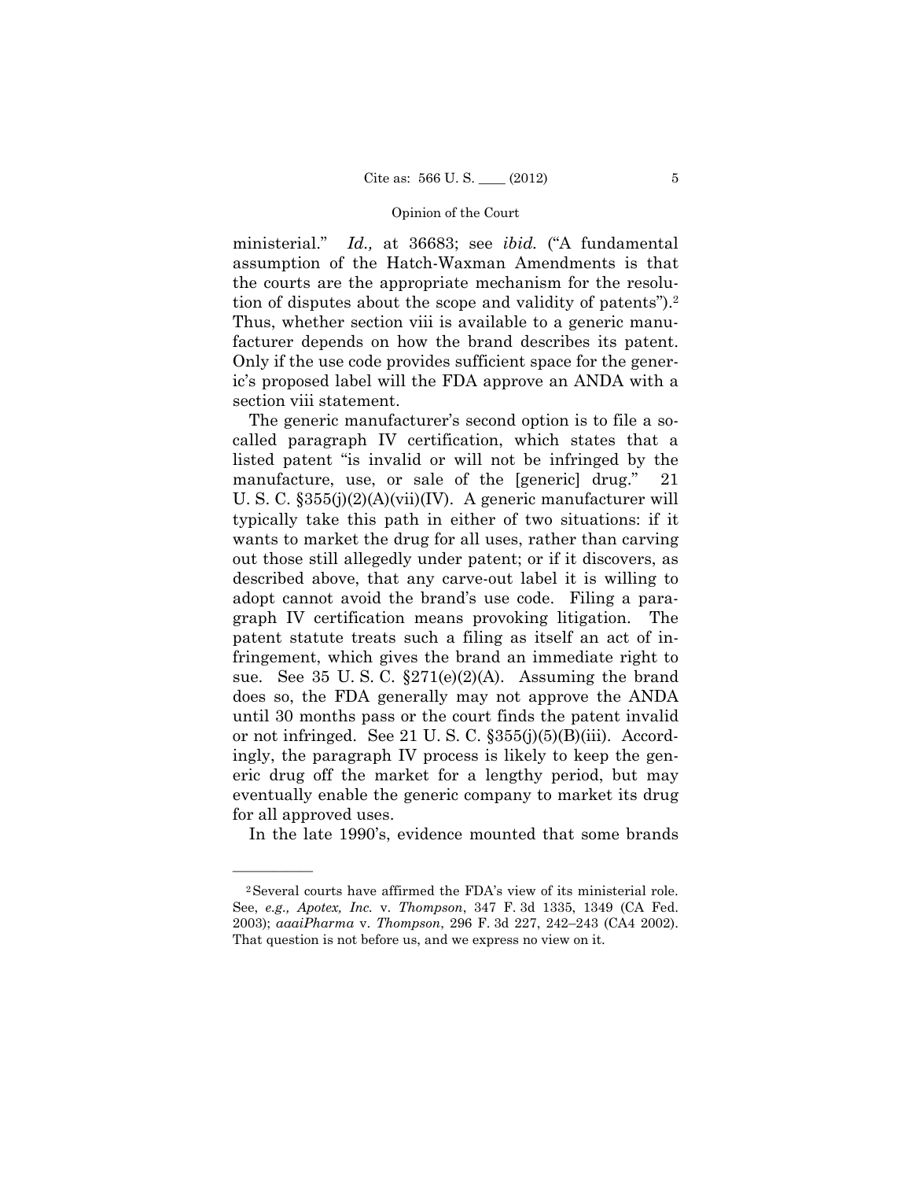ministerial." *Id.,* at 36683; see *ibid.* ("A fundamental assumption of the Hatch-Waxman Amendments is that the courts are the appropriate mechanism for the resolution of disputes about the scope and validity of patents").[2] Thus, whether section viii is available to a generic manufacturer depends on how the brand describes its patent. Only if the use code provides sufficient space for the generic's proposed label will the FDA approve an ANDA with a section viii statement.

The generic manufacturer's second option is to file a so-called paragraph IV certification, which states that a listed patent "is invalid or will not be infringed by the manufacture, use, or sale of the [generic] drug." 21 U. S. C. §355(j)(2)(A)(vii)(IV). A generic manufacturer will typically take this path in either of two situations: if it wants to market the drug for all uses, rather than carving out those still allegedly under patent; or if it discovers, as described above, that any carve-out label it is willing to adopt cannot avoid the brand's use code. Filing a paragraph IV certification means provoking litigation. The patent statute treats such a filing as itself an act of infringement, which gives the brand an immediate right to sue. See 35 U. S. C. §271(e)(2)(A). Assuming the brand does so, the FDA generally may not approve the ANDA until 30 months pass or the court finds the patent invalid or not infringed. See 21 U. S. C. §355(j)(5)(B)(iii). Accordingly, the paragraph IV process is likely to keep the generic drug off the market for a lengthy period, but may eventually enable the generic company to market its drug for all approved uses.

In the late 1990's, evidence mounted that some brands

---

[2] Several courts have affirmed the FDA's view of its ministerial role. See, *e.g., Apotex, Inc.* v. *Thompson*, 347 F. 3d 1335, 1349 (CA Fed. 2003); *aaaiPharma* v. *Thompson*, 296 F. 3d 227, 242–243 (CA4 2002). That question is not before us, and we express no view on it.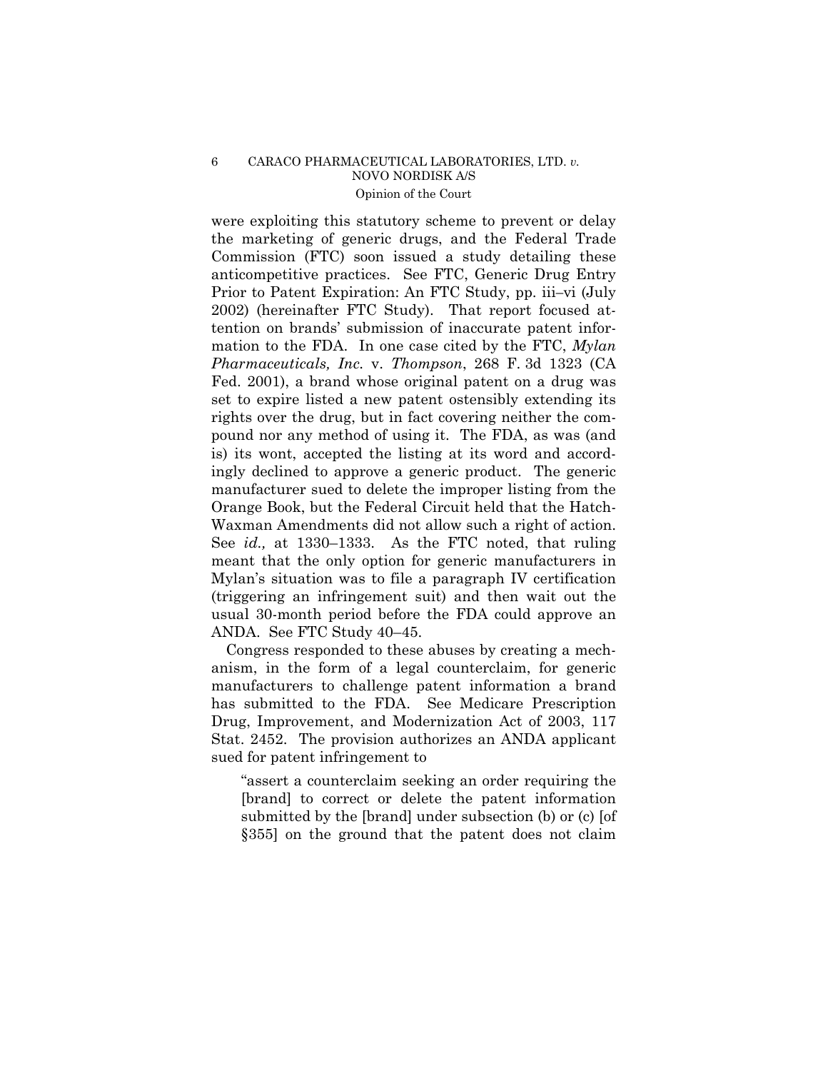were exploiting this statutory scheme to prevent or delay the marketing of generic drugs, and the Federal Trade Commission (FTC) soon issued a study detailing these anticompetitive practices. See FTC, Generic Drug Entry Prior to Patent Expiration: An FTC Study, pp. iii–vi (July 2002) (hereinafter FTC Study). That report focused attention on brands' submission of inaccurate patent information to the FDA. In one case cited by the FTC, *Mylan Pharmaceuticals, Inc.* v. *Thompson*, 268 F. 3d 1323 (CA Fed. 2001), a brand whose original patent on a drug was set to expire listed a new patent ostensibly extending its rights over the drug, but in fact covering neither the compound nor any method of using it. The FDA, as was (and is) its wont, accepted the listing at its word and accordingly declined to approve a generic product. The generic manufacturer sued to delete the improper listing from the Orange Book, but the Federal Circuit held that the Hatch-Waxman Amendments did not allow such a right of action. See *id.,* at 1330–1333. As the FTC noted, that ruling meant that the only option for generic manufacturers in Mylan's situation was to file a paragraph IV certification (triggering an infringement suit) and then wait out the usual 30-month period before the FDA could approve an ANDA. See FTC Study 40–45.

Congress responded to these abuses by creating a mechanism, in the form of a legal counterclaim, for generic manufacturers to challenge patent information a brand has submitted to the FDA. See Medicare Prescription Drug, Improvement, and Modernization Act of 2003, 117 Stat. 2452. The provision authorizes an ANDA applicant sued for patent infringement to

> "assert a counterclaim seeking an order requiring the [brand] to correct or delete the patent information submitted by the [brand] under subsection (b) or (c) [of §355] on the ground that the patent does not claim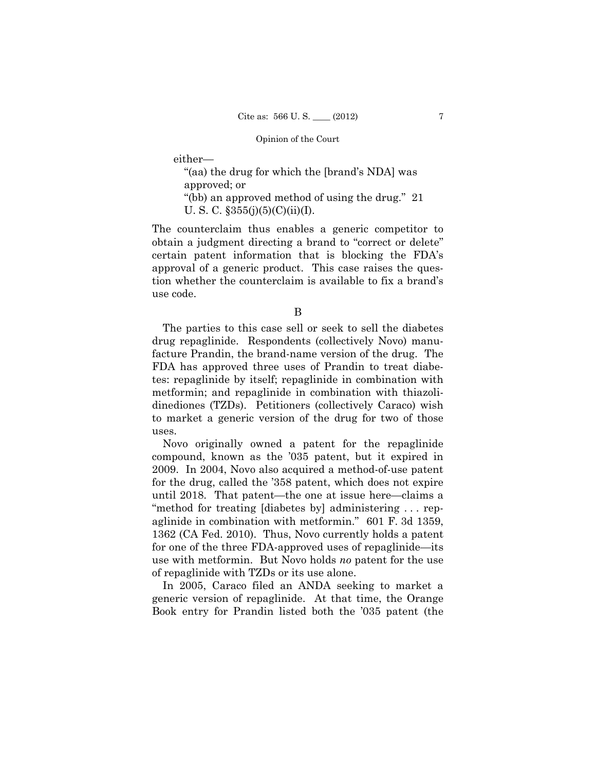either—

"(aa) the drug for which the [brand's NDA] was approved; or

"(bb) an approved method of using the drug." 21 U. S. C. §355(j)(5)(C)(ii)(I).

The counterclaim thus enables a generic competitor to obtain a judgment directing a brand to "correct or delete" certain patent information that is blocking the FDA's approval of a generic product. This case raises the question whether the counterclaim is available to fix a brand's use code.

B

The parties to this case sell or seek to sell the diabetes drug repaglinide. Respondents (collectively Novo) manufacture Prandin, the brand-name version of the drug. The FDA has approved three uses of Prandin to treat diabetes: repaglinide by itself; repaglinide in combination with metformin; and repaglinide in combination with thiazolidinediones (TZDs). Petitioners (collectively Caraco) wish to market a generic version of the drug for two of those uses.

Novo originally owned a patent for the repaglinide compound, known as the '035 patent, but it expired in 2009. In 2004, Novo also acquired a method-of-use patent for the drug, called the '358 patent, which does not expire until 2018. That patent—the one at issue here—claims a "method for treating [diabetes by] administering . . . repaglinide in combination with metformin." 601 F. 3d 1359, 1362 (CA Fed. 2010). Thus, Novo currently holds a patent for one of the three FDA-approved uses of repaglinide—its use with metformin. But Novo holds *no* patent for the use of repaglinide with TZDs or its use alone.

In 2005, Caraco filed an ANDA seeking to market a generic version of repaglinide. At that time, the Orange Book entry for Prandin listed both the '035 patent (the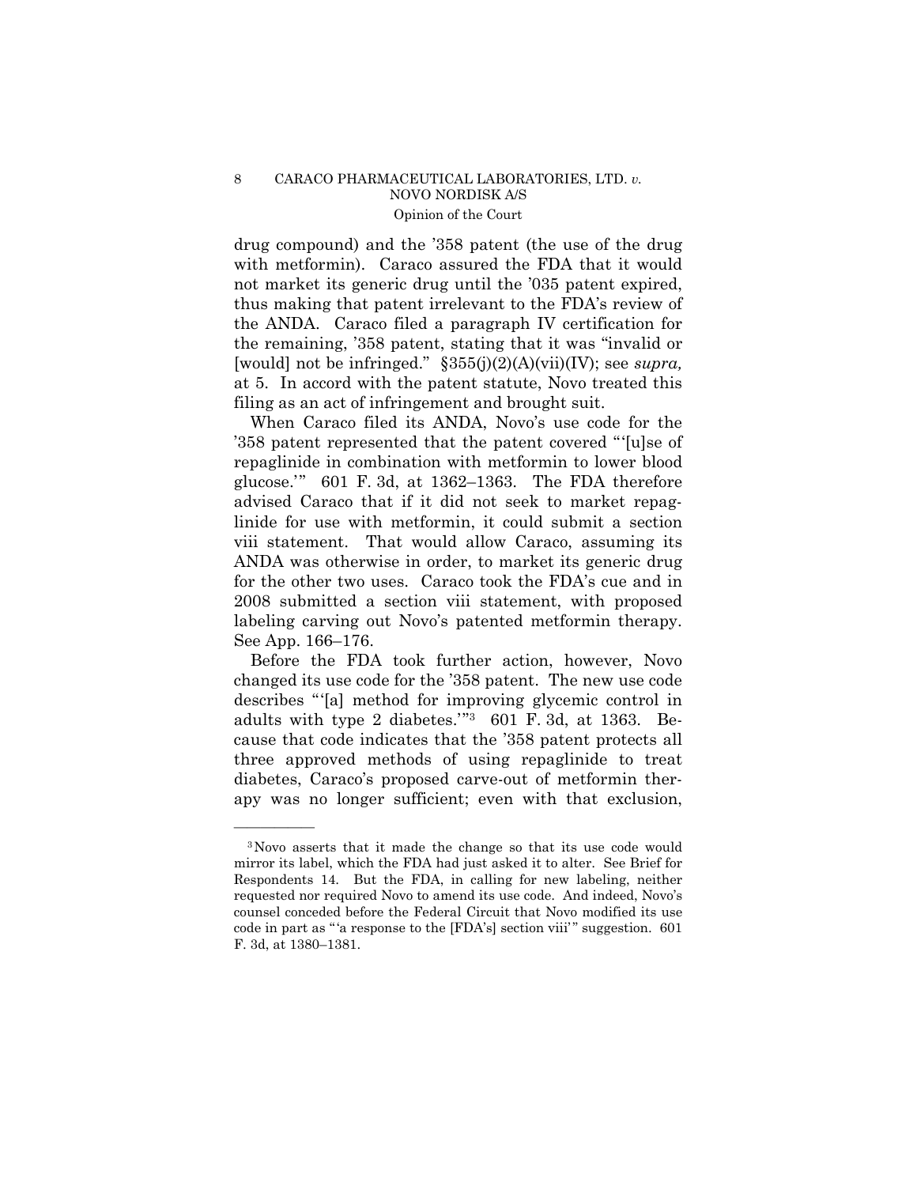drug compound) and the '358 patent (the use of the drug with metformin). Caraco assured the FDA that it would not market its generic drug until the '035 patent expired, thus making that patent irrelevant to the FDA's review of the ANDA. Caraco filed a paragraph IV certification for the remaining, '358 patent, stating that it was "invalid or [would] not be infringed." §355(j)(2)(A)(vii)(IV); see *supra,* at 5. In accord with the patent statute, Novo treated this filing as an act of infringement and brought suit.

When Caraco filed its ANDA, Novo's use code for the '358 patent represented that the patent covered "'[u]se of repaglinide in combination with metformin to lower blood glucose.'" 601 F. 3d, at 1362–1363. The FDA therefore advised Caraco that if it did not seek to market repaglinide for use with metformin, it could submit a section viii statement. That would allow Caraco, assuming its ANDA was otherwise in order, to market its generic drug for the other two uses. Caraco took the FDA's cue and in 2008 submitted a section viii statement, with proposed labeling carving out Novo's patented metformin therapy. See App. 166–176.

Before the FDA took further action, however, Novo changed its use code for the '358 patent. The new use code describes "'[a] method for improving glycemic control in adults with type 2 diabetes.'"[3] 601 F. 3d, at 1363. Because that code indicates that the '358 patent protects all three approved methods of using repaglinide to treat diabetes, Caraco's proposed carve-out of metformin therapy was no longer sufficient; even with that exclusion,

---

[3] Novo asserts that it made the change so that its use code would mirror its label, which the FDA had just asked it to alter. See Brief for Respondents 14. But the FDA, in calling for new labeling, neither requested nor required Novo to amend its use code. And indeed, Novo's counsel conceded before the Federal Circuit that Novo modified its use code in part as "'a response to the [FDA's] section viii'" suggestion. 601 F. 3d, at 1380–1381.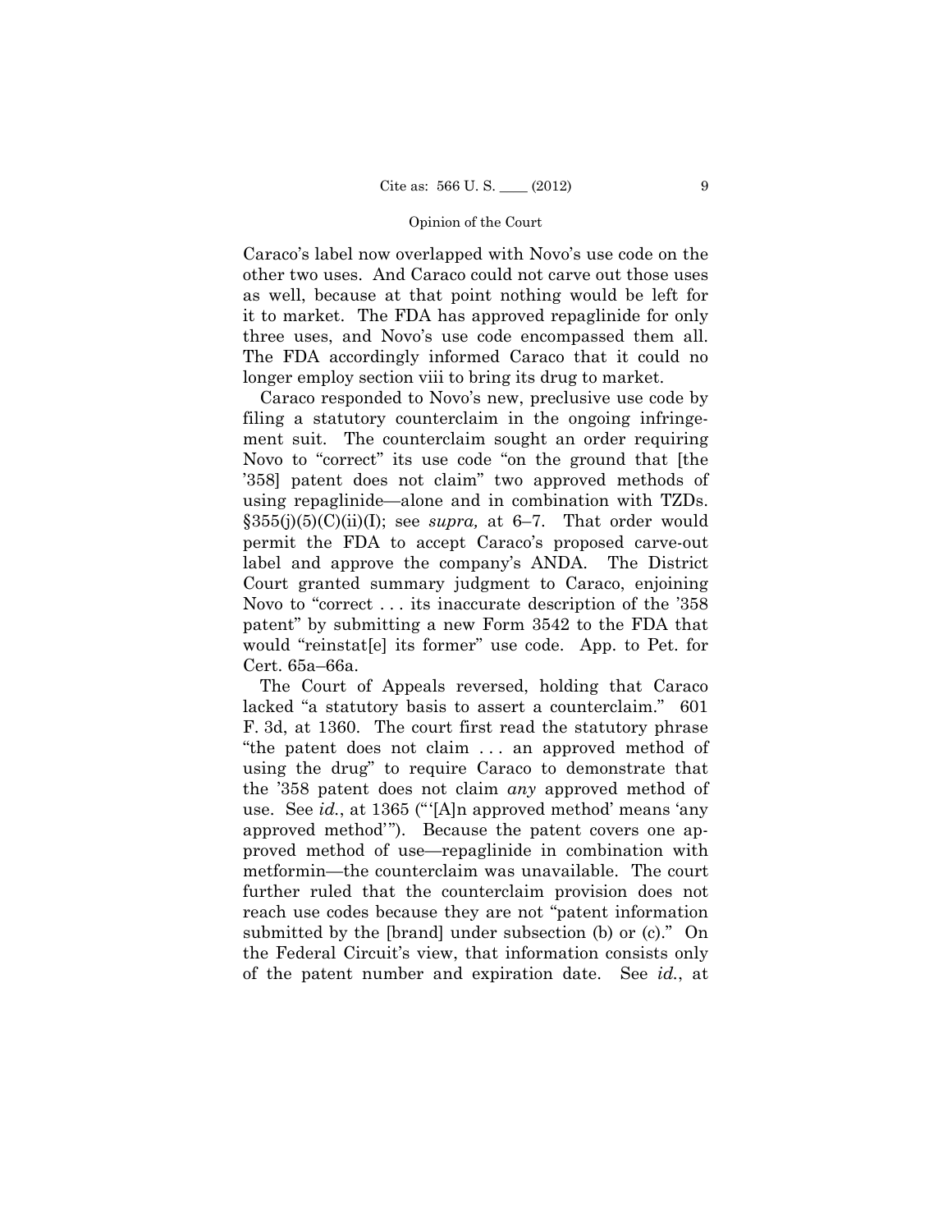Caraco's label now overlapped with Novo's use code on the other two uses. And Caraco could not carve out those uses as well, because at that point nothing would be left for it to market. The FDA has approved repaglinide for only three uses, and Novo's use code encompassed them all. The FDA accordingly informed Caraco that it could no longer employ section viii to bring its drug to market.

Caraco responded to Novo's new, preclusive use code by filing a statutory counterclaim in the ongoing infringement suit. The counterclaim sought an order requiring Novo to "correct" its use code "on the ground that [the '358] patent does not claim" two approved methods of using repaglinide—alone and in combination with TZDs. §355(j)(5)(C)(ii)(I); see *supra,* at 6–7. That order would permit the FDA to accept Caraco's proposed carve-out label and approve the company's ANDA. The District Court granted summary judgment to Caraco, enjoining Novo to "correct . . . its inaccurate description of the '358 patent" by submitting a new Form 3542 to the FDA that would "reinstat[e] its former" use code. App. to Pet. for Cert. 65a–66a.

The Court of Appeals reversed, holding that Caraco lacked "a statutory basis to assert a counterclaim." 601 F. 3d, at 1360. The court first read the statutory phrase "the patent does not claim . . . an approved method of using the drug" to require Caraco to demonstrate that the '358 patent does not claim *any* approved method of use. See *id.*, at 1365 ("'[A]n approved method' means 'any approved method'"). Because the patent covers one approved method of use—repaglinide in combination with metformin—the counterclaim was unavailable. The court further ruled that the counterclaim provision does not reach use codes because they are not "patent information submitted by the [brand] under subsection (b) or (c)." On the Federal Circuit's view, that information consists only of the patent number and expiration date. See *id.*, at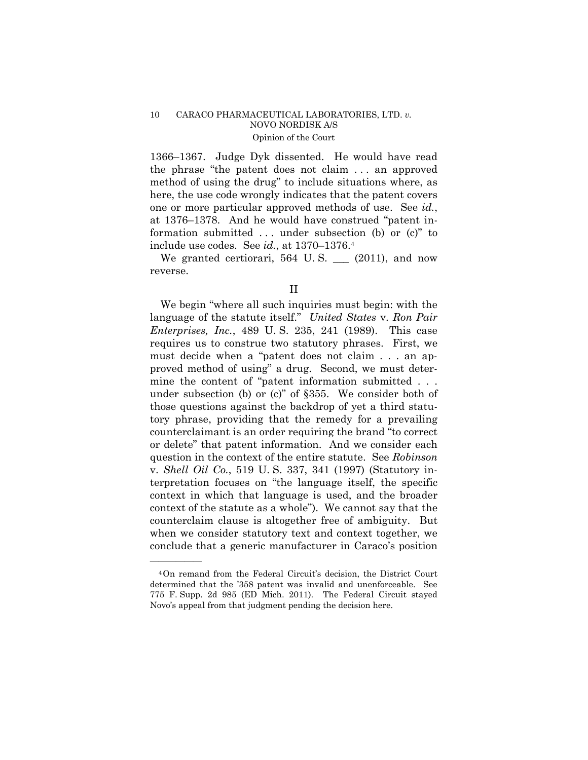1366–1367. Judge Dyk dissented. He would have read the phrase "the patent does not claim . . . an approved method of using the drug" to include situations where, as here, the use code wrongly indicates that the patent covers one or more particular approved methods of use. See *id.*, at 1376–1378. And he would have construed "patent information submitted . . . under subsection (b) or (c)" to include use codes. See *id.*, at 1370–1376.[4]

We granted certiorari, 564 U. S. \_\_\_ (2011), and now reverse.

## II

We begin "where all such inquiries must begin: with the language of the statute itself." *United States* v. *Ron Pair Enterprises, Inc.*, 489 U. S. 235, 241 (1989). This case requires us to construe two statutory phrases. First, we must decide when a "patent does not claim . . . an approved method of using" a drug. Second, we must determine the content of "patent information submitted . . . under subsection (b) or (c)" of §355. We consider both of those questions against the backdrop of yet a third statutory phrase, providing that the remedy for a prevailing counterclaimant is an order requiring the brand "to correct or delete" that patent information. And we consider each question in the context of the entire statute. See *Robinson* v. *Shell Oil Co.*, 519 U. S. 337, 341 (1997) (Statutory interpretation focuses on "the language itself, the specific context in which that language is used, and the broader context of the statute as a whole"). We cannot say that the counterclaim clause is altogether free of ambiguity. But when we consider statutory text and context together, we conclude that a generic manufacturer in Caraco's position

---

[4] On remand from the Federal Circuit's decision, the District Court determined that the '358 patent was invalid and unenforceable. See 775 F. Supp. 2d 985 (ED Mich. 2011). The Federal Circuit stayed Novo's appeal from that judgment pending the decision here.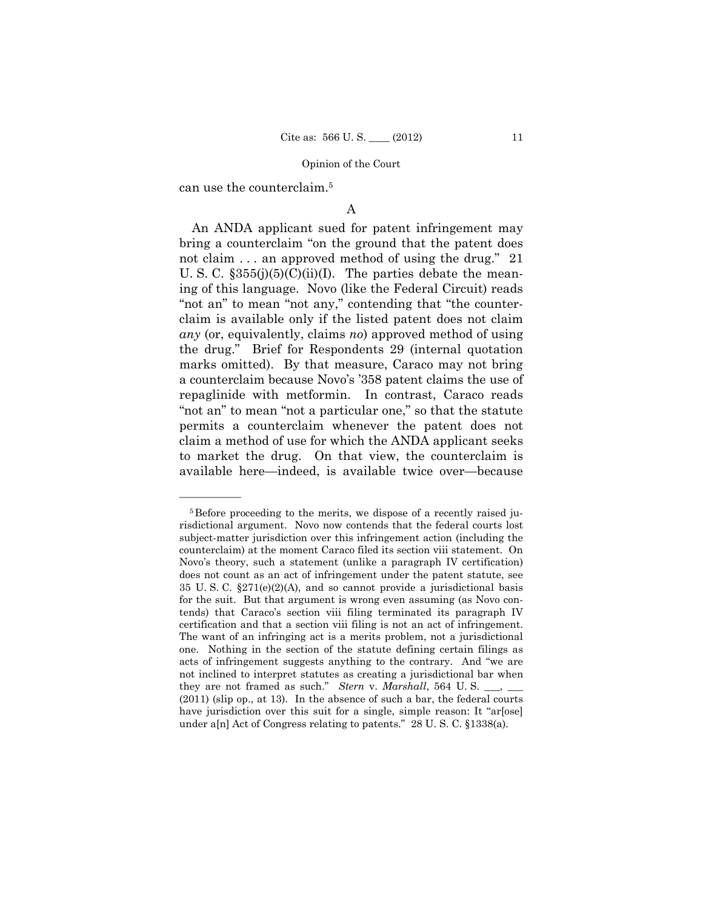can use the counterclaim.[5]

### A

An ANDA applicant sued for patent infringement may bring a counterclaim "on the ground that the patent does not claim . . . an approved method of using the drug." 21 U. S. C. §355(j)(5)(C)(ii)(I). The parties debate the meaning of this language. Novo (like the Federal Circuit) reads "not an" to mean "not any," contending that "the counterclaim is available only if the listed patent does not claim *any* (or, equivalently, claims *no*) approved method of using the drug." Brief for Respondents 29 (internal quotation marks omitted). By that measure, Caraco may not bring a counterclaim because Novo's '358 patent claims the use of repaglinide with metformin. In contrast, Caraco reads "not an" to mean "not a particular one," so that the statute permits a counterclaim whenever the patent does not claim a method of use for which the ANDA applicant seeks to market the drug. On that view, the counterclaim is available here—indeed, is available twice over—because

---

[5] Before proceeding to the merits, we dispose of a recently raised jurisdictional argument. Novo now contends that the federal courts lost subject-matter jurisdiction over this infringement action (including the counterclaim) at the moment Caraco filed its section viii statement. On Novo's theory, such a statement (unlike a paragraph IV certification) does not count as an act of infringement under the patent statute, see 35 U. S. C. §271(e)(2)(A), and so cannot provide a jurisdictional basis for the suit. But that argument is wrong even assuming (as Novo contends) that Caraco's section viii filing terminated its paragraph IV certification and that a section viii filing is not an act of infringement. The want of an infringing act is a merits problem, not a jurisdictional one. Nothing in the section of the statute defining certain filings as acts of infringement suggests anything to the contrary. And "we are not inclined to interpret statutes as creating a jurisdictional bar when they are not framed as such." *Stern* v. *Marshall*, 564 U. S. \_\_\_, \_\_\_ (2011) (slip op., at 13). In the absence of such a bar, the federal courts have jurisdiction over this suit for a single, simple reason: It "ar[ose] under a[n] Act of Congress relating to patents." 28 U. S. C. §1338(a).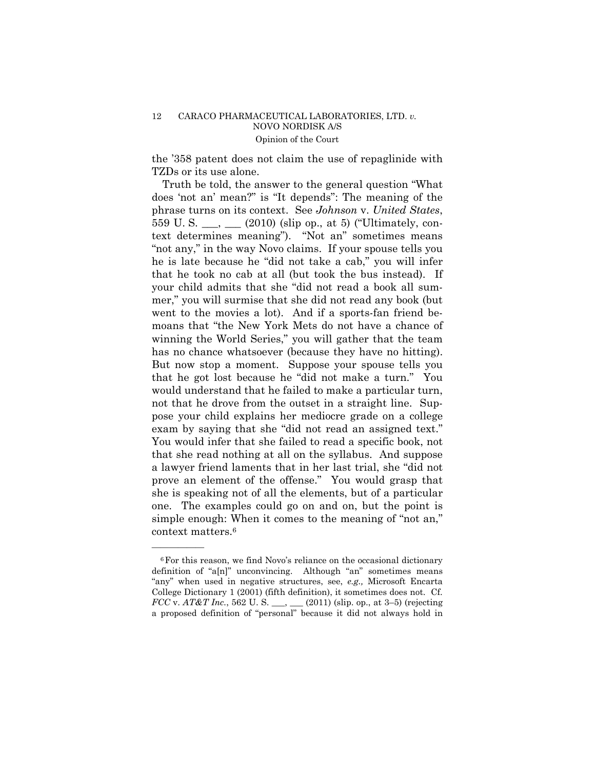the '358 patent does not claim the use of repaglinide with TZDs or its use alone.

Truth be told, the answer to the general question "What does 'not an' mean?" is "It depends": The meaning of the phrase turns on its context. See *Johnson* v. *United States*, 559 U. S. ___, ___ (2010) (slip op., at 5) ("Ultimately, context determines meaning"). "Not an" sometimes means "not any," in the way Novo claims. If your spouse tells you he is late because he "did not take a cab," you will infer that he took no cab at all (but took the bus instead). If your child admits that she "did not read a book all summer," you will surmise that she did not read any book (but went to the movies a lot). And if a sports-fan friend bemoans that "the New York Mets do not have a chance of winning the World Series," you will gather that the team has no chance whatsoever (because they have no hitting). But now stop a moment. Suppose your spouse tells you that he got lost because he "did not make a turn." You would understand that he failed to make a particular turn, not that he drove from the outset in a straight line. Suppose your child explains her mediocre grade on a college exam by saying that she "did not read an assigned text." You would infer that she failed to read a specific book, not that she read nothing at all on the syllabus. And suppose a lawyer friend laments that in her last trial, she "did not prove an element of the offense." You would grasp that she is speaking not of all the elements, but of a particular one. The examples could go on and on, but the point is simple enough: When it comes to the meaning of "not an," context matters.[6]

---

[6] For this reason, we find Novo's reliance on the occasional dictionary definition of "a[n]" unconvincing. Although "an" sometimes means "any" when used in negative structures, see, *e.g.,* Microsoft Encarta College Dictionary 1 (2001) (fifth definition), it sometimes does not. Cf. *FCC* v. *AT&T Inc.*, 562 U. S. ___, ___ (2011) (slip. op., at 3–5) (rejecting a proposed definition of "personal" because it did not always hold in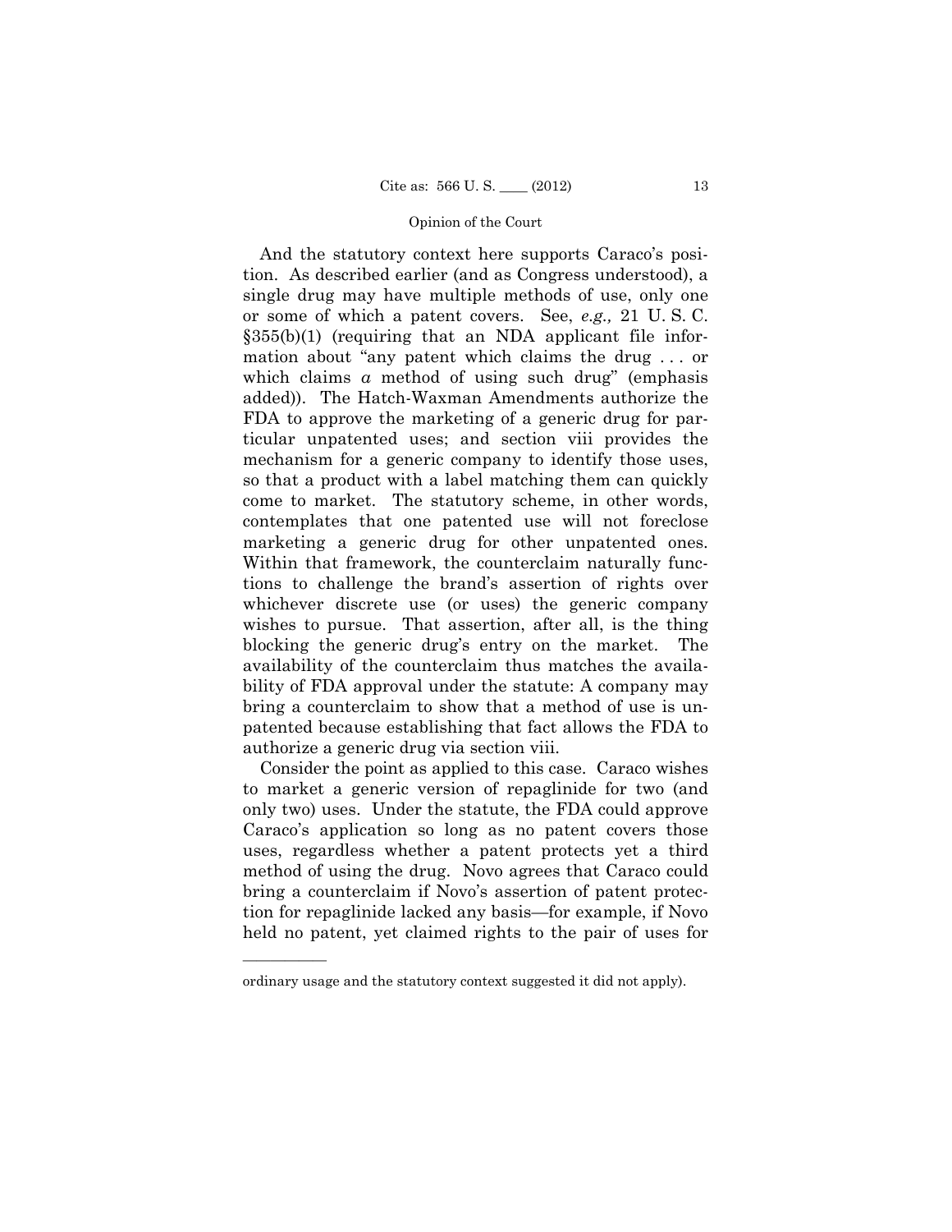And the statutory context here supports Caraco's position. As described earlier (and as Congress understood), a single drug may have multiple methods of use, only one or some of which a patent covers. See, *e.g.,* 21 U. S. C. §355(b)(1) (requiring that an NDA applicant file information about "any patent which claims the drug . . . or which claims *a* method of using such drug" (emphasis added)). The Hatch-Waxman Amendments authorize the FDA to approve the marketing of a generic drug for particular unpatented uses; and section viii provides the mechanism for a generic company to identify those uses, so that a product with a label matching them can quickly come to market. The statutory scheme, in other words, contemplates that one patented use will not foreclose marketing a generic drug for other unpatented ones. Within that framework, the counterclaim naturally functions to challenge the brand's assertion of rights over whichever discrete use (or uses) the generic company wishes to pursue. That assertion, after all, is the thing blocking the generic drug's entry on the market. The availability of the counterclaim thus matches the availability of FDA approval under the statute: A company may bring a counterclaim to show that a method of use is unpatented because establishing that fact allows the FDA to authorize a generic drug via section viii.

Consider the point as applied to this case. Caraco wishes to market a generic version of repaglinide for two (and only two) uses. Under the statute, the FDA could approve Caraco's application so long as no patent covers those uses, regardless whether a patent protects yet a third method of using the drug. Novo agrees that Caraco could bring a counterclaim if Novo's assertion of patent protection for repaglinide lacked any basis—for example, if Novo held no patent, yet claimed rights to the pair of uses for

---

ordinary usage and the statutory context suggested it did not apply).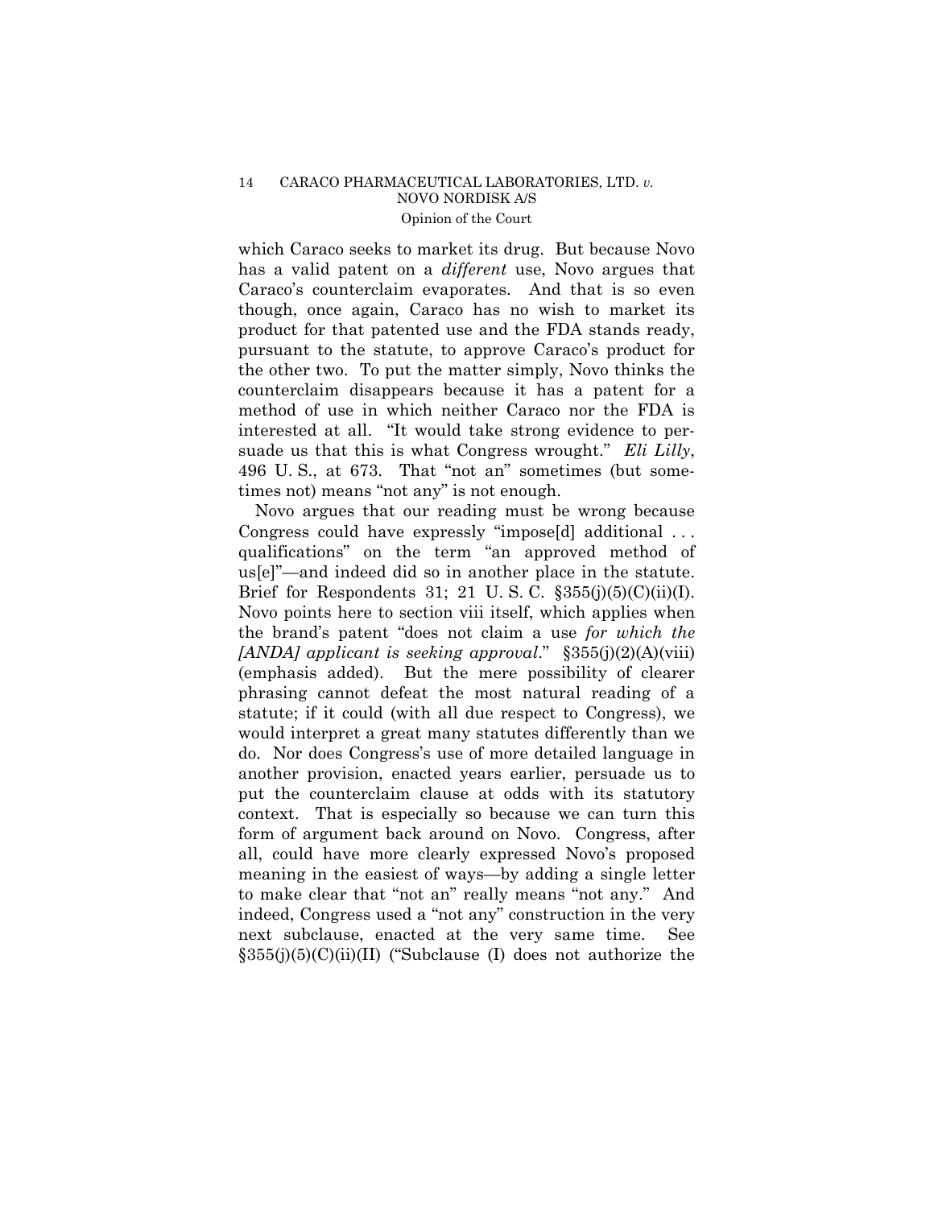which Caraco seeks to market its drug. But because Novo has a valid patent on a *different* use, Novo argues that Caraco's counterclaim evaporates. And that is so even though, once again, Caraco has no wish to market its product for that patented use and the FDA stands ready, pursuant to the statute, to approve Caraco's product for the other two. To put the matter simply, Novo thinks the counterclaim disappears because it has a patent for a method of use in which neither Caraco nor the FDA is interested at all. "It would take strong evidence to persuade us that this is what Congress wrought." *Eli Lilly*, 496 U. S., at 673. That "not an" sometimes (but sometimes not) means "not any" is not enough.

Novo argues that our reading must be wrong because Congress could have expressly "impose[d] additional . . . qualifications" on the term "an approved method of us[e]"—and indeed did so in another place in the statute. Brief for Respondents 31; 21 U. S. C. §355(j)(5)(C)(ii)(I). Novo points here to section viii itself, which applies when the brand's patent "does not claim a use *for which the [ANDA] applicant is seeking approval*." §355(j)(2)(A)(viii) (emphasis added). But the mere possibility of clearer phrasing cannot defeat the most natural reading of a statute; if it could (with all due respect to Congress), we would interpret a great many statutes differently than we do. Nor does Congress's use of more detailed language in another provision, enacted years earlier, persuade us to put the counterclaim clause at odds with its statutory context. That is especially so because we can turn this form of argument back around on Novo. Congress, after all, could have more clearly expressed Novo's proposed meaning in the easiest of ways—by adding a single letter to make clear that "not an" really means "not any." And indeed, Congress used a "not any" construction in the very next subclause, enacted at the very same time. See §355(j)(5)(C)(ii)(II) ("Subclause (I) does not authorize the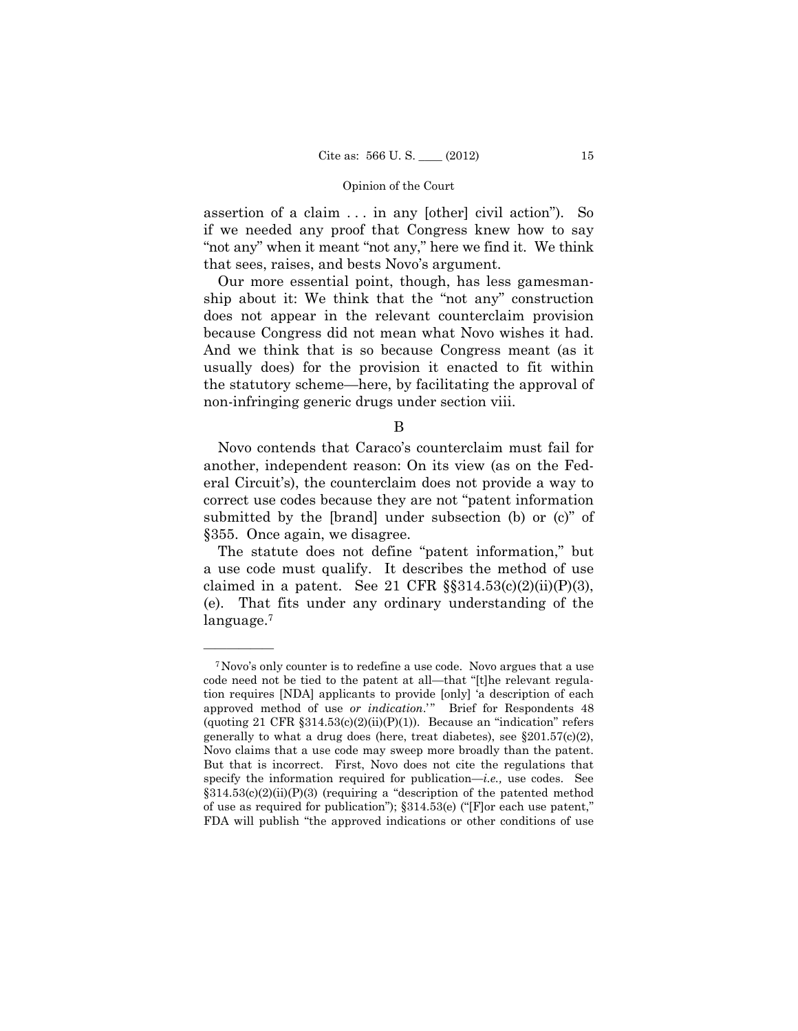assertion of a claim . . . in any [other] civil action"). So if we needed any proof that Congress knew how to say "not any" when it meant "not any," here we find it. We think that sees, raises, and bests Novo's argument.

Our more essential point, though, has less gamesmanship about it: We think that the "not any" construction does not appear in the relevant counterclaim provision because Congress did not mean what Novo wishes it had. And we think that is so because Congress meant (as it usually does) for the provision it enacted to fit within the statutory scheme—here, by facilitating the approval of non-infringing generic drugs under section viii.

B

Novo contends that Caraco's counterclaim must fail for another, independent reason: On its view (as on the Federal Circuit's), the counterclaim does not provide a way to correct use codes because they are not "patent information submitted by the [brand] under subsection (b) or (c)" of §355. Once again, we disagree.

The statute does not define "patent information," but a use code must qualify. It describes the method of use claimed in a patent. See 21 CFR §§314.53(c)(2)(ii)(P)(3), (e). That fits under any ordinary understanding of the language.[7]

---

[7] Novo's only counter is to redefine a use code. Novo argues that a use code need not be tied to the patent at all—that "[t]he relevant regulation requires [NDA] applicants to provide [only] 'a description of each approved method of use *or indication*.'" Brief for Respondents 48 (quoting 21 CFR §314.53(c)(2)(ii)(P)(1)). Because an "indication" refers generally to what a drug does (here, treat diabetes), see §201.57(c)(2), Novo claims that a use code may sweep more broadly than the patent. But that is incorrect. First, Novo does not cite the regulations that specify the information required for publication—*i.e.,* use codes. See §314.53(c)(2)(ii)(P)(3) (requiring a "description of the patented method of use as required for publication"); §314.53(e) ("[F]or each use patent," FDA will publish "the approved indications or other conditions of use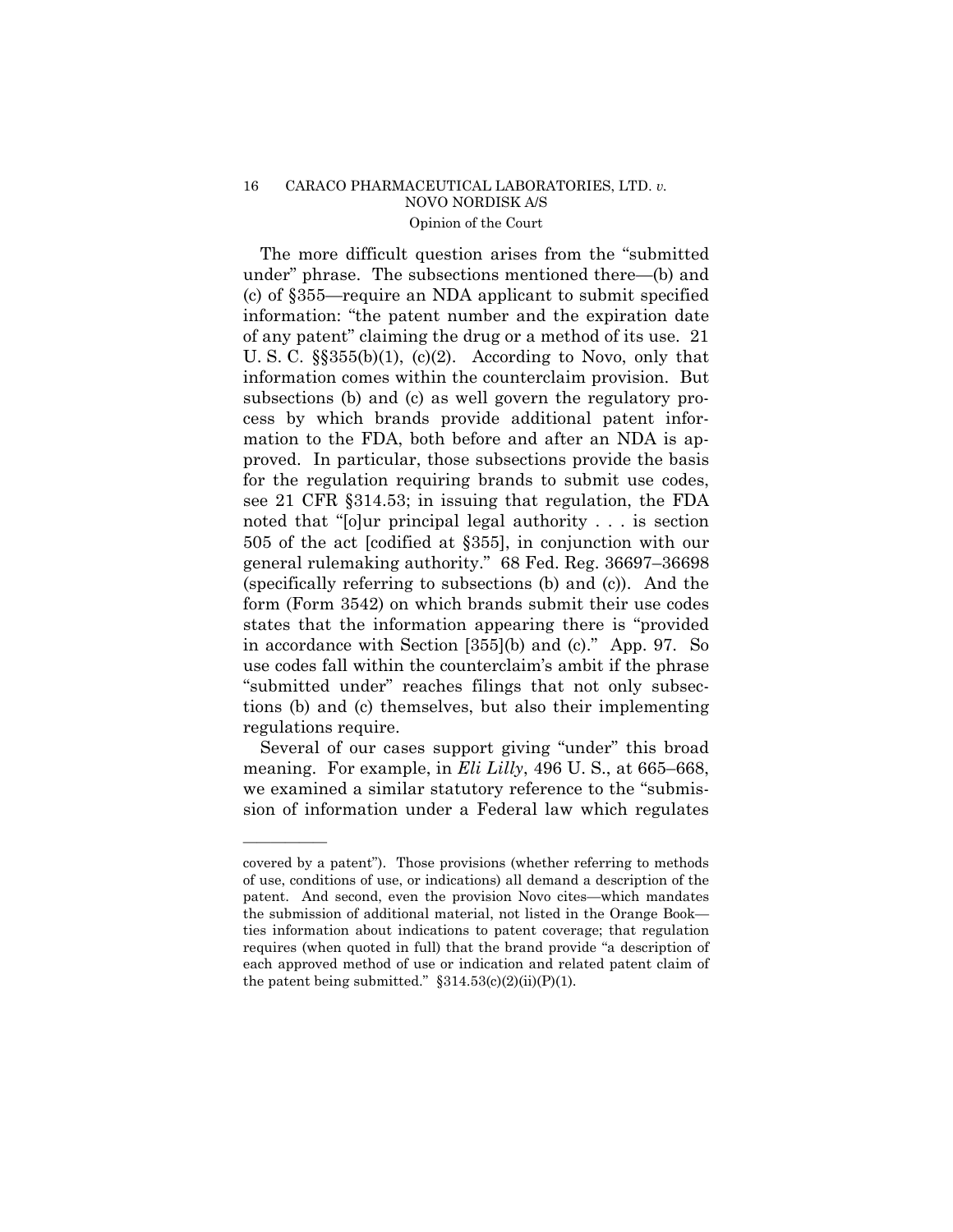The more difficult question arises from the "submitted under" phrase. The subsections mentioned there—(b) and (c) of §355—require an NDA applicant to submit specified information: "the patent number and the expiration date of any patent" claiming the drug or a method of its use. 21 U. S. C. §§355(b)(1), (c)(2). According to Novo, only that information comes within the counterclaim provision. But subsections (b) and (c) as well govern the regulatory process by which brands provide additional patent information to the FDA, both before and after an NDA is approved. In particular, those subsections provide the basis for the regulation requiring brands to submit use codes, see 21 CFR §314.53; in issuing that regulation, the FDA noted that "[o]ur principal legal authority . . . is section 505 of the act [codified at §355], in conjunction with our general rulemaking authority." 68 Fed. Reg. 36697–36698 (specifically referring to subsections (b) and (c)). And the form (Form 3542) on which brands submit their use codes states that the information appearing there is "provided in accordance with Section [355](b) and (c)." App. 97. So use codes fall within the counterclaim's ambit if the phrase "submitted under" reaches filings that not only subsections (b) and (c) themselves, but also their implementing regulations require.

Several of our cases support giving "under" this broad meaning. For example, in *Eli Lilly*, 496 U. S., at 665–668, we examined a similar statutory reference to the "submission of information under a Federal law which regulates

---

covered by a patent"). Those provisions (whether referring to methods of use, conditions of use, or indications) all demand a description of the patent. And second, even the provision Novo cites—which mandates the submission of additional material, not listed in the Orange Book—ties information about indications to patent coverage; that regulation requires (when quoted in full) that the brand provide "a description of each approved method of use or indication and related patent claim of the patent being submitted." §314.53(c)(2)(ii)(P)(1).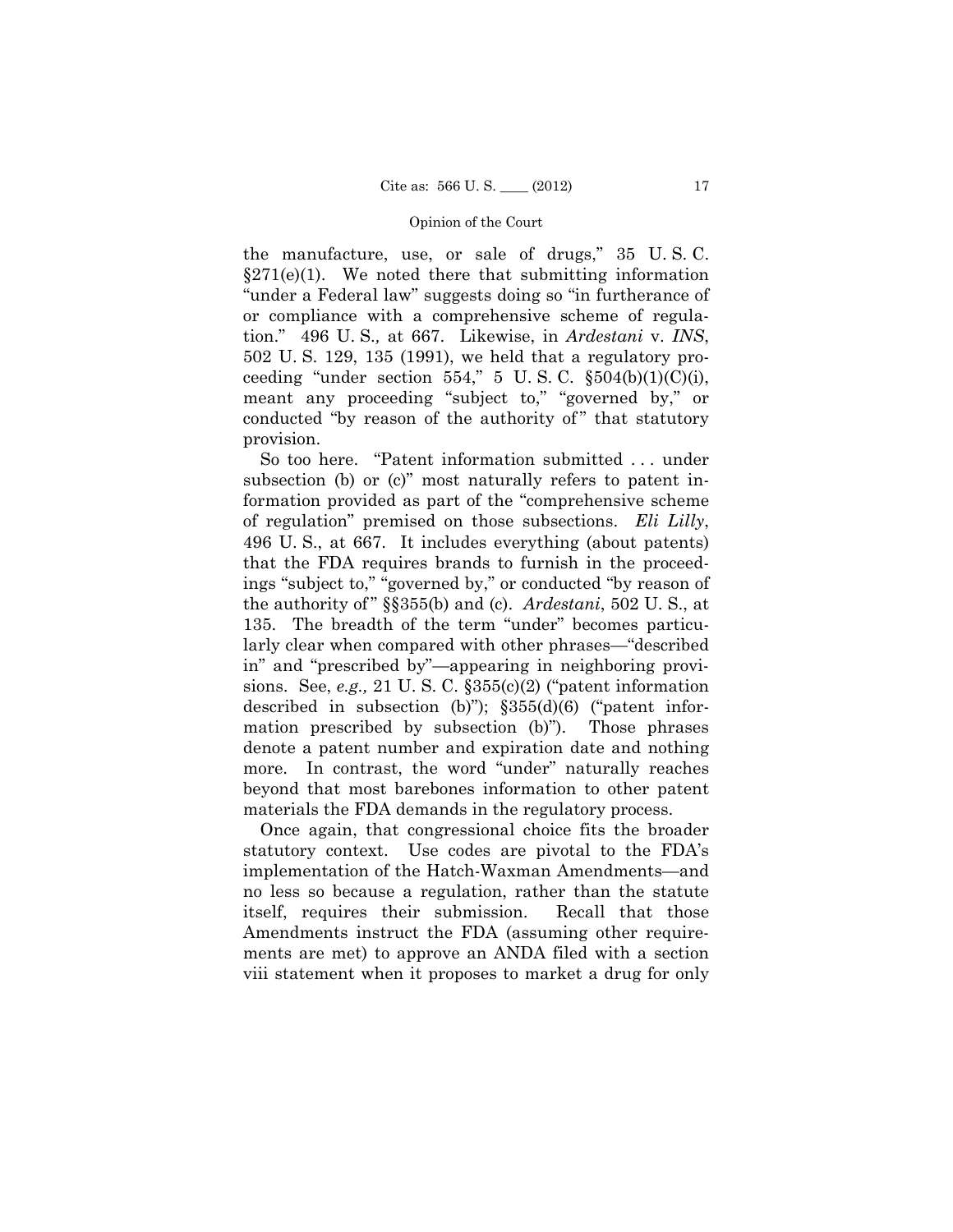the manufacture, use, or sale of drugs," 35 U. S. C. §271(e)(1). We noted there that submitting information "under a Federal law" suggests doing so "in furtherance of or compliance with a comprehensive scheme of regulation." 496 U. S., at 667. Likewise, in *Ardestani* v. *INS*, 502 U. S. 129, 135 (1991), we held that a regulatory proceeding "under section 554," 5 U. S. C. §504(b)(1)(C)(i), meant any proceeding "subject to," "governed by," or conducted "by reason of the authority of" that statutory provision.

So too here. "Patent information submitted . . . under subsection (b) or (c)" most naturally refers to patent information provided as part of the "comprehensive scheme of regulation" premised on those subsections. *Eli Lilly*, 496 U. S., at 667. It includes everything (about patents) that the FDA requires brands to furnish in the proceedings "subject to," "governed by," or conducted "by reason of the authority of" §§355(b) and (c). *Ardestani*, 502 U. S., at 135. The breadth of the term "under" becomes particularly clear when compared with other phrases—"described in" and "prescribed by"—appearing in neighboring provisions. See, *e.g.,* 21 U. S. C. §355(c)(2) ("patent information described in subsection (b)"); §355(d)(6) ("patent information prescribed by subsection (b)"). Those phrases denote a patent number and expiration date and nothing more. In contrast, the word "under" naturally reaches beyond that most barebones information to other patent materials the FDA demands in the regulatory process.

Once again, that congressional choice fits the broader statutory context. Use codes are pivotal to the FDA's implementation of the Hatch-Waxman Amendments—and no less so because a regulation, rather than the statute itself, requires their submission. Recall that those Amendments instruct the FDA (assuming other requirements are met) to approve an ANDA filed with a section viii statement when it proposes to market a drug for only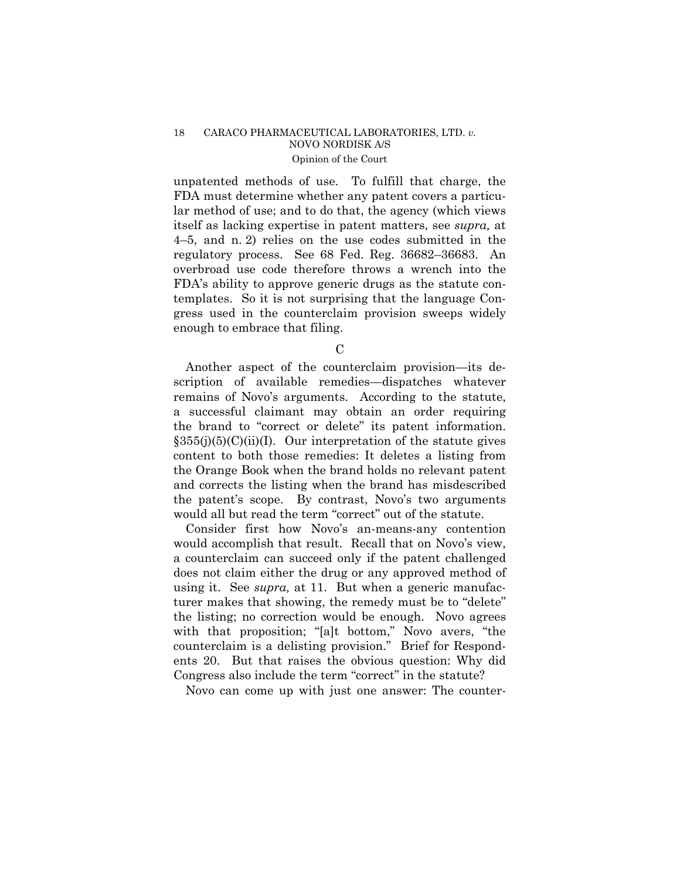unpatented methods of use. To fulfill that charge, the FDA must determine whether any patent covers a particular method of use; and to do that, the agency (which views itself as lacking expertise in patent matters, see *supra,* at 4–5, and n. 2) relies on the use codes submitted in the regulatory process. See 68 Fed. Reg. 36682–36683. An overbroad use code therefore throws a wrench into the FDA's ability to approve generic drugs as the statute contemplates. So it is not surprising that the language Congress used in the counterclaim provision sweeps widely enough to embrace that filing.

C

Another aspect of the counterclaim provision—its description of available remedies—dispatches whatever remains of Novo's arguments. According to the statute, a successful claimant may obtain an order requiring the brand to "correct or delete" its patent information. §355(j)(5)(C)(ii)(I). Our interpretation of the statute gives content to both those remedies: It deletes a listing from the Orange Book when the brand holds no relevant patent and corrects the listing when the brand has misdescribed the patent's scope. By contrast, Novo's two arguments would all but read the term "correct" out of the statute.

Consider first how Novo's an-means-any contention would accomplish that result. Recall that on Novo's view, a counterclaim can succeed only if the patent challenged does not claim either the drug or any approved method of using it. See *supra,* at 11. But when a generic manufacturer makes that showing, the remedy must be to "delete" the listing; no correction would be enough. Novo agrees with that proposition; "[a]t bottom," Novo avers, "the counterclaim is a delisting provision." Brief for Respondents 20. But that raises the obvious question: Why did Congress also include the term "correct" in the statute?

Novo can come up with just one answer: The counter-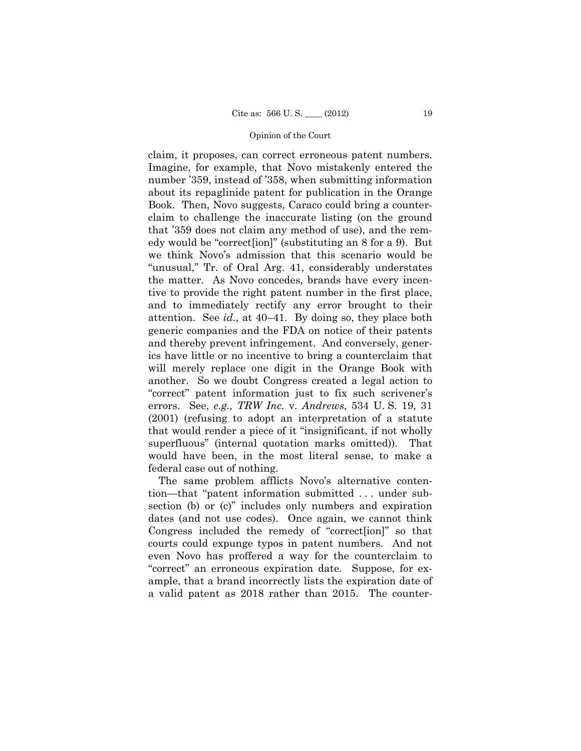claim, it proposes, can correct erroneous patent numbers. Imagine, for example, that Novo mistakenly entered the number '359, instead of '358, when submitting information about its repaglinide patent for publication in the Orange Book. Then, Novo suggests, Caraco could bring a counterclaim to challenge the inaccurate listing (on the ground that '359 does not claim any method of use), and the remedy would be "correct[ion]" (substituting an 8 for a 9). But we think Novo's admission that this scenario would be "unusual," Tr. of Oral Arg. 41, considerably understates the matter. As Novo concedes, brands have every incentive to provide the right patent number in the first place, and to immediately rectify any error brought to their attention. See *id.,* at 40–41. By doing so, they place both generic companies and the FDA on notice of their patents and thereby prevent infringement. And conversely, generics have little or no incentive to bring a counterclaim that will merely replace one digit in the Orange Book with another. So we doubt Congress created a legal action to "correct" patent information just to fix such scrivener's errors. See, *e.g., TRW Inc.* v. *Andrews*, 534 U. S. 19, 31 (2001) (refusing to adopt an interpretation of a statute that would render a piece of it "insignificant, if not wholly superfluous" (internal quotation marks omitted)). That would have been, in the most literal sense, to make a federal case out of nothing.

The same problem afflicts Novo's alternative contention—that "patent information submitted . . . under subsection (b) or (c)" includes only numbers and expiration dates (and not use codes). Once again, we cannot think Congress included the remedy of "correct[ion]" so that courts could expunge typos in patent numbers. And not even Novo has proffered a way for the counterclaim to "correct" an erroneous expiration date. Suppose, for example, that a brand incorrectly lists the expiration date of a valid patent as 2018 rather than 2015. The counter-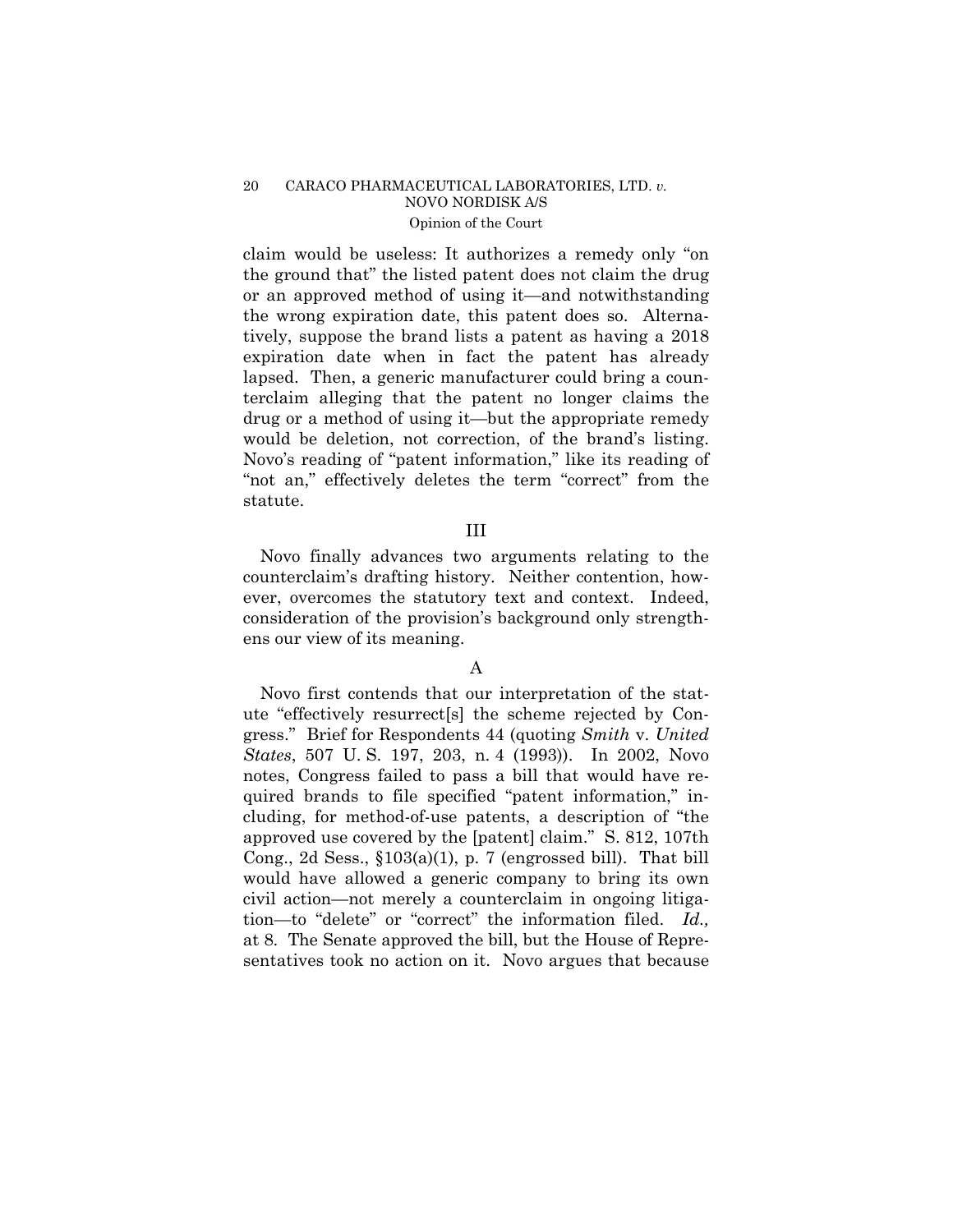claim would be useless: It authorizes a remedy only "on the ground that" the listed patent does not claim the drug or an approved method of using it—and notwithstanding the wrong expiration date, this patent does so. Alternatively, suppose the brand lists a patent as having a 2018 expiration date when in fact the patent has already lapsed. Then, a generic manufacturer could bring a counterclaim alleging that the patent no longer claims the drug or a method of using it—but the appropriate remedy would be deletion, not correction, of the brand's listing. Novo's reading of "patent information," like its reading of "not an," effectively deletes the term "correct" from the statute.

## III

Novo finally advances two arguments relating to the counterclaim's drafting history. Neither contention, however, overcomes the statutory text and context. Indeed, consideration of the provision's background only strengthens our view of its meaning.

### A

Novo first contends that our interpretation of the statute "effectively resurrect[s] the scheme rejected by Congress." Brief for Respondents 44 (quoting *Smith* v. *United States*, 507 U. S. 197, 203, n. 4 (1993)). In 2002, Novo notes, Congress failed to pass a bill that would have required brands to file specified "patent information," including, for method-of-use patents, a description of "the approved use covered by the [patent] claim." S. 812, 107th Cong., 2d Sess., §103(a)(1), p. 7 (engrossed bill). That bill would have allowed a generic company to bring its own civil action—not merely a counterclaim in ongoing litigation—to "delete" or "correct" the information filed. *Id.,* at 8. The Senate approved the bill, but the House of Representatives took no action on it. Novo argues that because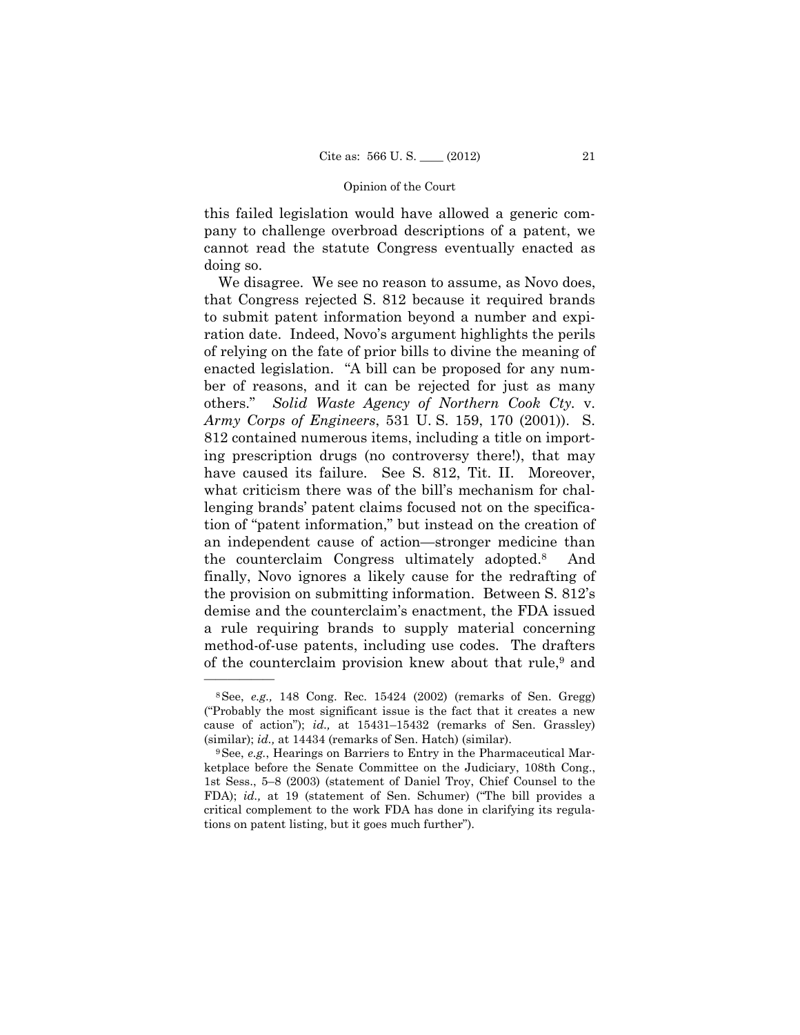this failed legislation would have allowed a generic company to challenge overbroad descriptions of a patent, we cannot read the statute Congress eventually enacted as doing so.

We disagree. We see no reason to assume, as Novo does, that Congress rejected S. 812 because it required brands to submit patent information beyond a number and expiration date. Indeed, Novo's argument highlights the perils of relying on the fate of prior bills to divine the meaning of enacted legislation. "A bill can be proposed for any number of reasons, and it can be rejected for just as many others." *Solid Waste Agency of Northern Cook Cty.* v. *Army Corps of Engineers*, 531 U. S. 159, 170 (2001)). S. 812 contained numerous items, including a title on importing prescription drugs (no controversy there!), that may have caused its failure. See S. 812, Tit. II. Moreover, what criticism there was of the bill's mechanism for challenging brands' patent claims focused not on the specification of "patent information," but instead on the creation of an independent cause of action—stronger medicine than the counterclaim Congress ultimately adopted.[8] And finally, Novo ignores a likely cause for the redrafting of the provision on submitting information. Between S. 812's demise and the counterclaim's enactment, the FDA issued a rule requiring brands to supply material concerning method-of-use patents, including use codes. The drafters of the counterclaim provision knew about that rule,[9] and

---

[8] See, *e.g.,* 148 Cong. Rec. 15424 (2002) (remarks of Sen. Gregg) ("Probably the most significant issue is the fact that it creates a new cause of action"); *id.,* at 15431–15432 (remarks of Sen. Grassley) (similar); *id.,* at 14434 (remarks of Sen. Hatch) (similar).

[9] See, *e.g.*, Hearings on Barriers to Entry in the Pharmaceutical Marketplace before the Senate Committee on the Judiciary, 108th Cong., 1st Sess., 5–8 (2003) (statement of Daniel Troy, Chief Counsel to the FDA); *id.,* at 19 (statement of Sen. Schumer) ("The bill provides a critical complement to the work FDA has done in clarifying its regulations on patent listing, but it goes much further").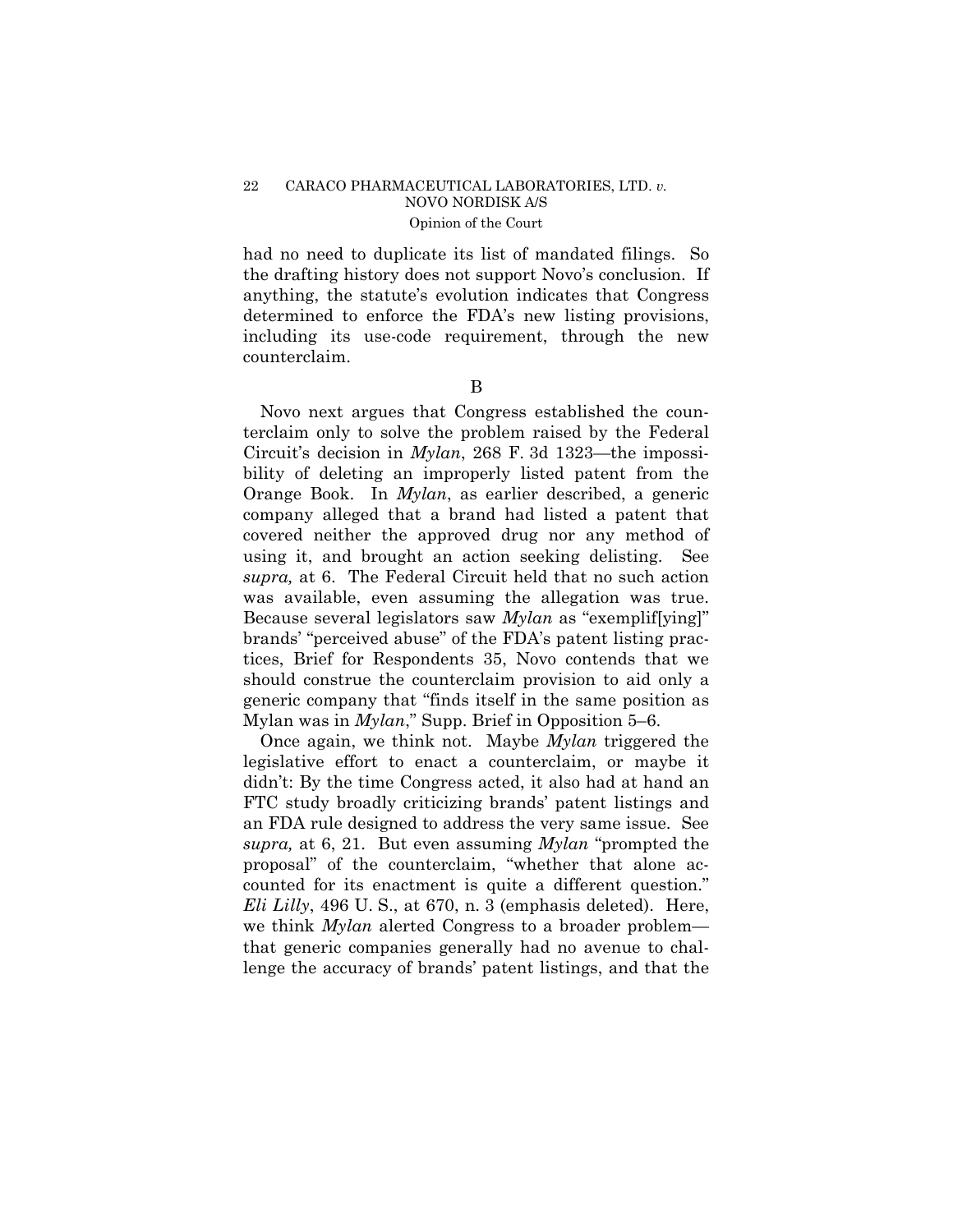had no need to duplicate its list of mandated filings. So the drafting history does not support Novo's conclusion. If anything, the statute's evolution indicates that Congress determined to enforce the FDA's new listing provisions, including its use-code requirement, through the new counterclaim.

B

Novo next argues that Congress established the counterclaim only to solve the problem raised by the Federal Circuit's decision in *Mylan*, 268 F. 3d 1323—the impossibility of deleting an improperly listed patent from the Orange Book. In *Mylan*, as earlier described, a generic company alleged that a brand had listed a patent that covered neither the approved drug nor any method of using it, and brought an action seeking delisting. See *supra,* at 6. The Federal Circuit held that no such action was available, even assuming the allegation was true. Because several legislators saw *Mylan* as "exemplif[ying]" brands' "perceived abuse" of the FDA's patent listing practices, Brief for Respondents 35, Novo contends that we should construe the counterclaim provision to aid only a generic company that "finds itself in the same position as Mylan was in *Mylan*," Supp. Brief in Opposition 5–6.

Once again, we think not. Maybe *Mylan* triggered the legislative effort to enact a counterclaim, or maybe it didn't: By the time Congress acted, it also had at hand an FTC study broadly criticizing brands' patent listings and an FDA rule designed to address the very same issue. See *supra,* at 6, 21. But even assuming *Mylan* "prompted the proposal" of the counterclaim, "whether that alone accounted for its enactment is quite a different question." *Eli Lilly*, 496 U. S., at 670, n. 3 (emphasis deleted). Here, we think *Mylan* alerted Congress to a broader problem—that generic companies generally had no avenue to challenge the accuracy of brands' patent listings, and that the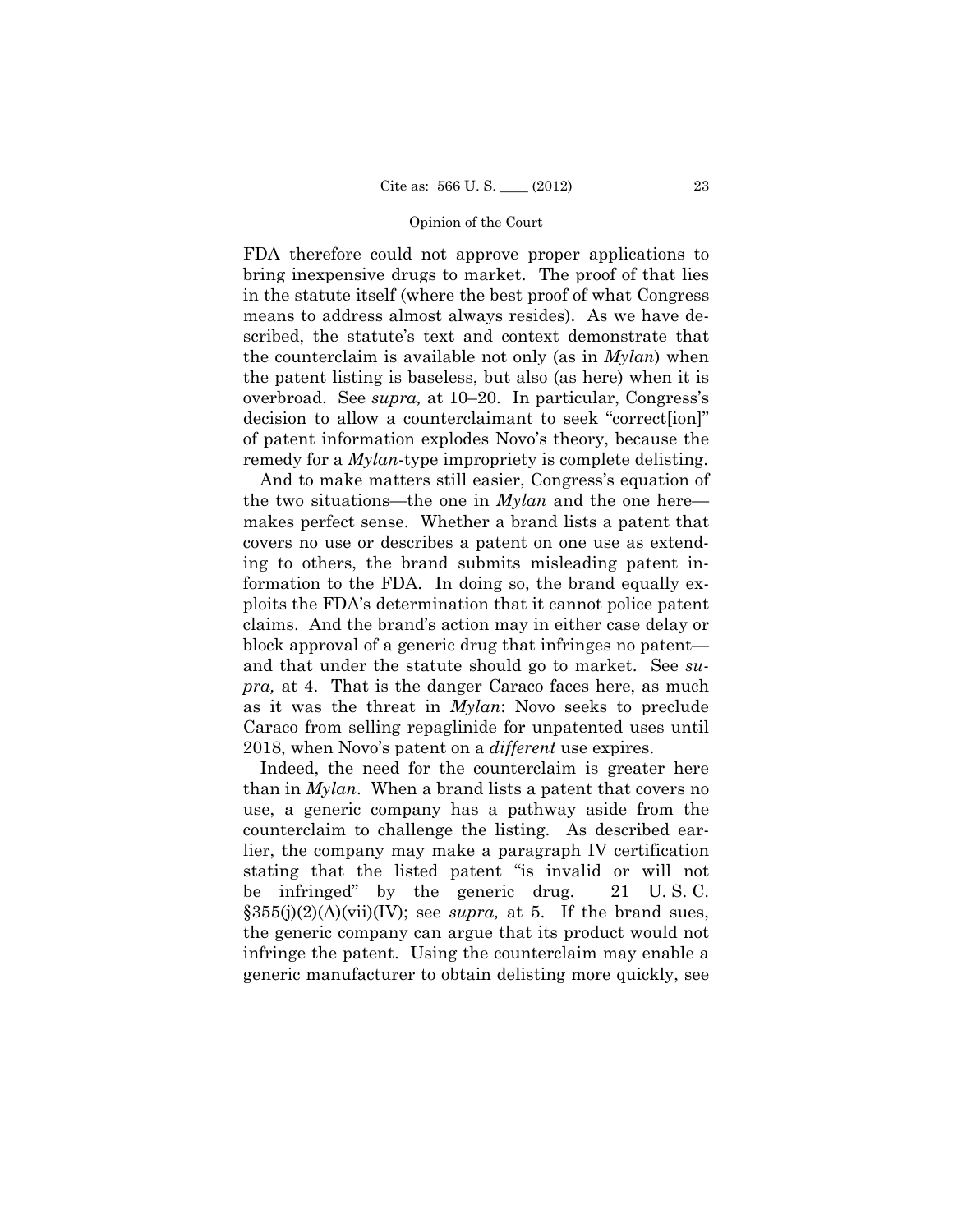FDA therefore could not approve proper applications to bring inexpensive drugs to market. The proof of that lies in the statute itself (where the best proof of what Congress means to address almost always resides). As we have described, the statute's text and context demonstrate that the counterclaim is available not only (as in *Mylan*) when the patent listing is baseless, but also (as here) when it is overbroad. See *supra,* at 10–20. In particular, Congress's decision to allow a counterclaimant to seek "correct[ion]" of patent information explodes Novo's theory, because the remedy for a *Mylan*-type impropriety is complete delisting.

And to make matters still easier, Congress's equation of the two situations—the one in *Mylan* and the one here—makes perfect sense. Whether a brand lists a patent that covers no use or describes a patent on one use as extending to others, the brand submits misleading patent information to the FDA. In doing so, the brand equally exploits the FDA's determination that it cannot police patent claims. And the brand's action may in either case delay or block approval of a generic drug that infringes no patent—and that under the statute should go to market. See *supra,* at 4. That is the danger Caraco faces here, as much as it was the threat in *Mylan*: Novo seeks to preclude Caraco from selling repaglinide for unpatented uses until 2018, when Novo's patent on a *different* use expires.

Indeed, the need for the counterclaim is greater here than in *Mylan*. When a brand lists a patent that covers no use, a generic company has a pathway aside from the counterclaim to challenge the listing. As described earlier, the company may make a paragraph IV certification stating that the listed patent "is invalid or will not be infringed" by the generic drug. 21 U. S. C. §355(j)(2)(A)(vii)(IV); see *supra,* at 5. If the brand sues, the generic company can argue that its product would not infringe the patent. Using the counterclaim may enable a generic manufacturer to obtain delisting more quickly, see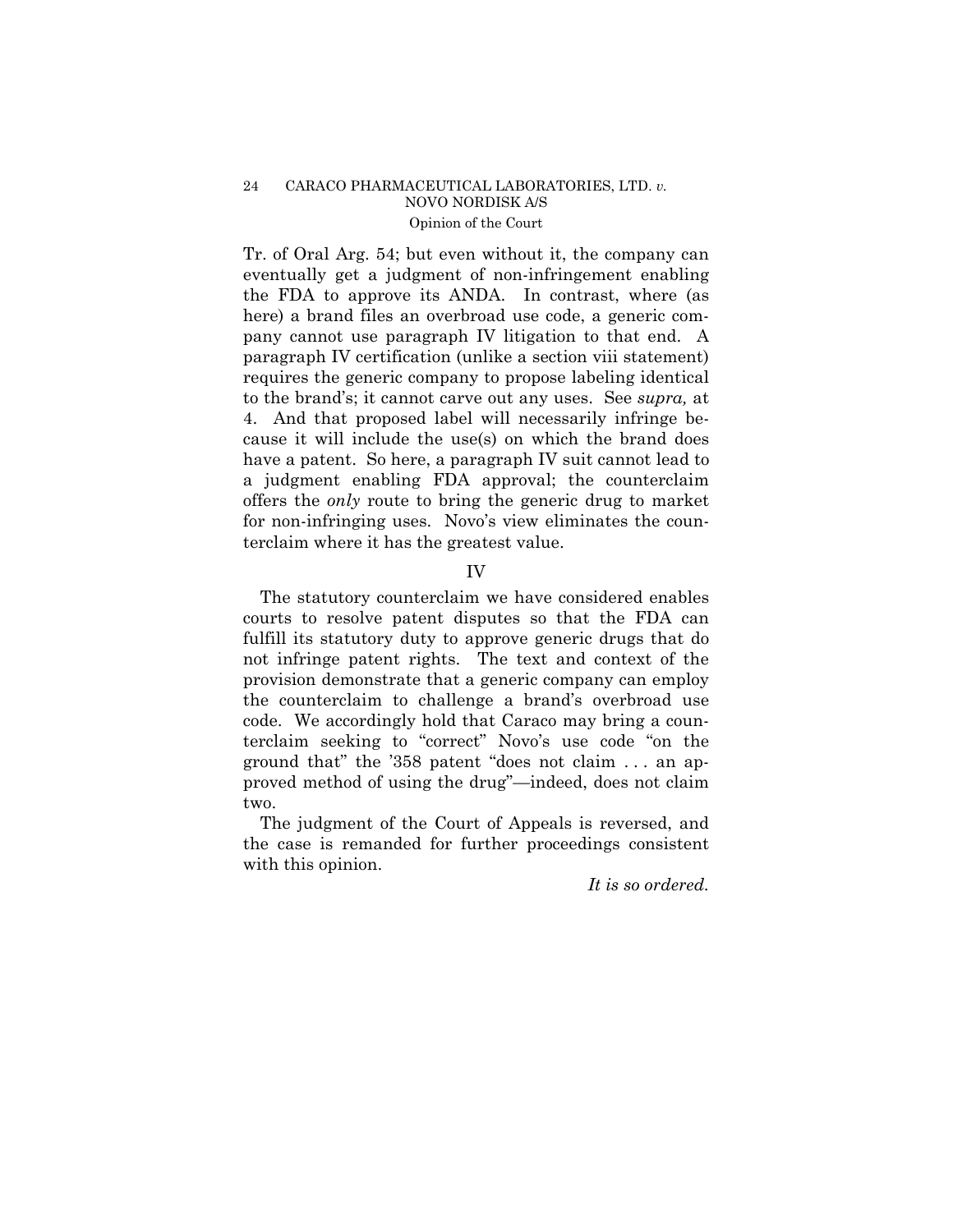Tr. of Oral Arg. 54; but even without it, the company can eventually get a judgment of non-infringement enabling the FDA to approve its ANDA. In contrast, where (as here) a brand files an overbroad use code, a generic company cannot use paragraph IV litigation to that end. A paragraph IV certification (unlike a section viii statement) requires the generic company to propose labeling identical to the brand's; it cannot carve out any uses. See *supra,* at 4. And that proposed label will necessarily infringe because it will include the use(s) on which the brand does have a patent. So here, a paragraph IV suit cannot lead to a judgment enabling FDA approval; the counterclaim offers the *only* route to bring the generic drug to market for non-infringing uses. Novo's view eliminates the counterclaim where it has the greatest value.

## IV

The statutory counterclaim we have considered enables courts to resolve patent disputes so that the FDA can fulfill its statutory duty to approve generic drugs that do not infringe patent rights. The text and context of the provision demonstrate that a generic company can employ the counterclaim to challenge a brand's overbroad use code. We accordingly hold that Caraco may bring a counterclaim seeking to "correct" Novo's use code "on the ground that" the '358 patent "does not claim . . . an approved method of using the drug"—indeed, does not claim two.

The judgment of the Court of Appeals is reversed, and the case is remanded for further proceedings consistent with this opinion.

*It is so ordered.*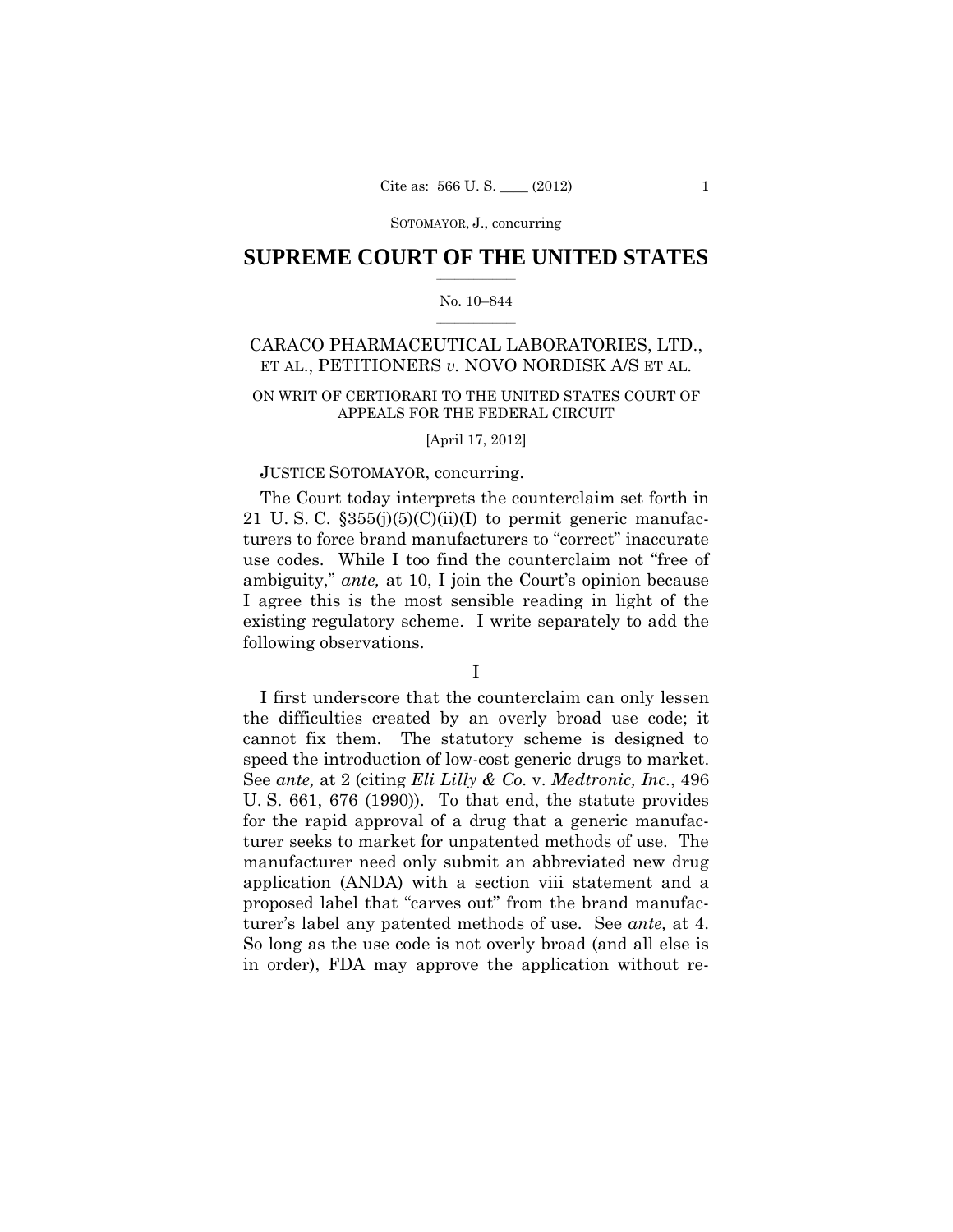SOTOMAYOR, J., concurring

# SUPREME COURT OF THE UNITED STATES

No. 10–844

## CARACO PHARMACEUTICAL LABORATORIES, LTD., ET AL., PETITIONERS *v.* NOVO NORDISK A/S ET AL.

ON WRIT OF CERTIORARI TO THE UNITED STATES COURT OF APPEALS FOR THE FEDERAL CIRCUIT

[April 17, 2012]

JUSTICE SOTOMAYOR, concurring.

The Court today interprets the counterclaim set forth in 21 U. S. C. §355(j)(5)(C)(ii)(I) to permit generic manufacturers to force brand manufacturers to "correct" inaccurate use codes. While I too find the counterclaim not "free of ambiguity," *ante,* at 10, I join the Court's opinion because I agree this is the most sensible reading in light of the existing regulatory scheme. I write separately to add the following observations.

I

I first underscore that the counterclaim can only lessen the difficulties created by an overly broad use code; it cannot fix them. The statutory scheme is designed to speed the introduction of low-cost generic drugs to market. See *ante,* at 2 (citing *Eli Lilly & Co.* v. *Medtronic, Inc.*, 496 U. S. 661, 676 (1990)). To that end, the statute provides for the rapid approval of a drug that a generic manufacturer seeks to market for unpatented methods of use. The manufacturer need only submit an abbreviated new drug application (ANDA) with a section viii statement and a proposed label that "carves out" from the brand manufacturer's label any patented methods of use. See *ante,* at 4. So long as the use code is not overly broad (and all else is in order), FDA may approve the application without re-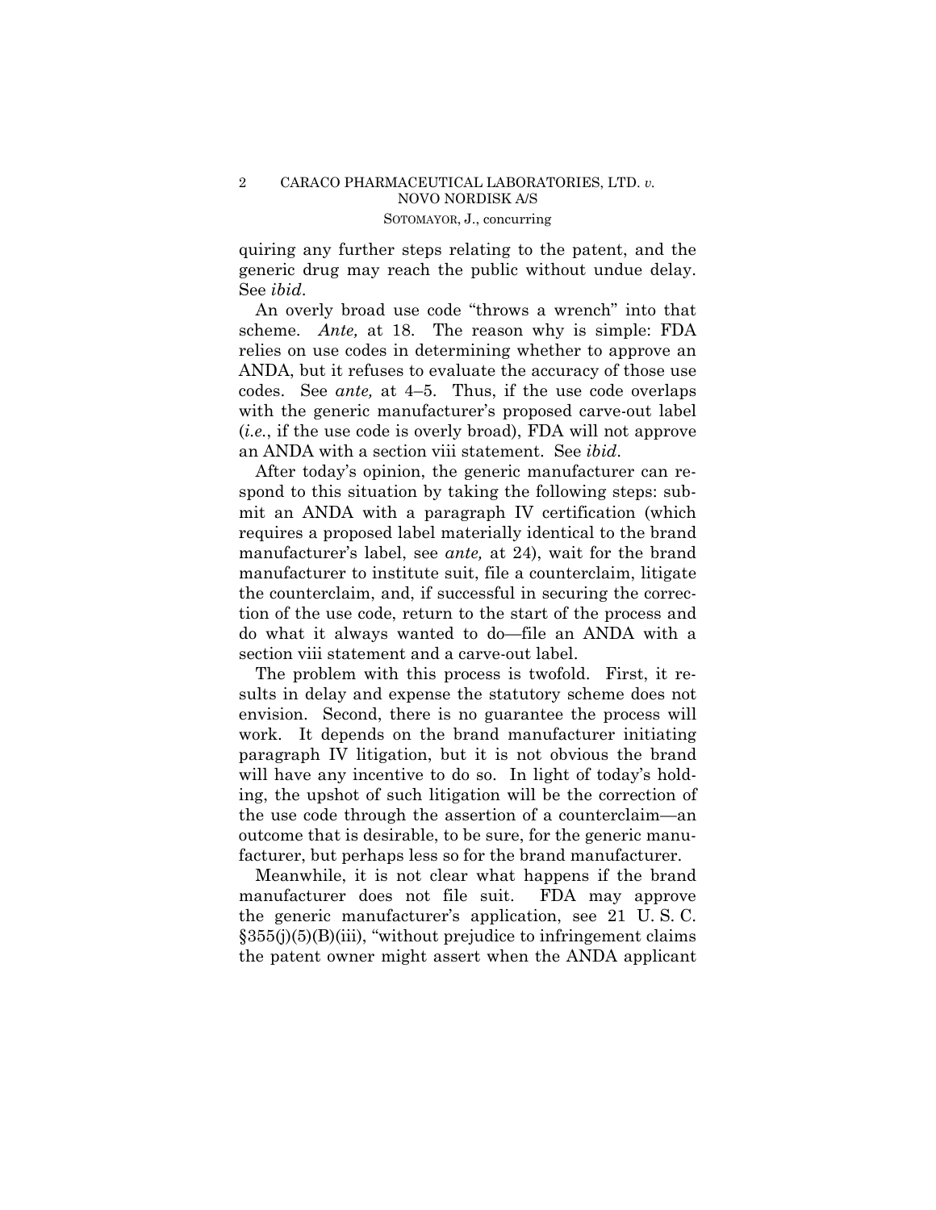quiring any further steps relating to the patent, and the generic drug may reach the public without undue delay. See *ibid*.

An overly broad use code "throws a wrench" into that scheme. *Ante,* at 18. The reason why is simple: FDA relies on use codes in determining whether to approve an ANDA, but it refuses to evaluate the accuracy of those use codes. See *ante,* at 4–5. Thus, if the use code overlaps with the generic manufacturer's proposed carve-out label (*i.e.*, if the use code is overly broad), FDA will not approve an ANDA with a section viii statement. See *ibid*.

After today's opinion, the generic manufacturer can respond to this situation by taking the following steps: submit an ANDA with a paragraph IV certification (which requires a proposed label materially identical to the brand manufacturer's label, see *ante,* at 24), wait for the brand manufacturer to institute suit, file a counterclaim, litigate the counterclaim, and, if successful in securing the correction of the use code, return to the start of the process and do what it always wanted to do—file an ANDA with a section viii statement and a carve-out label.

The problem with this process is twofold. First, it results in delay and expense the statutory scheme does not envision. Second, there is no guarantee the process will work. It depends on the brand manufacturer initiating paragraph IV litigation, but it is not obvious the brand will have any incentive to do so. In light of today's holding, the upshot of such litigation will be the correction of the use code through the assertion of a counterclaim—an outcome that is desirable, to be sure, for the generic manufacturer, but perhaps less so for the brand manufacturer.

Meanwhile, it is not clear what happens if the brand manufacturer does not file suit. FDA may approve the generic manufacturer's application, see 21 U. S. C. §355(j)(5)(B)(iii), "without prejudice to infringement claims the patent owner might assert when the ANDA applicant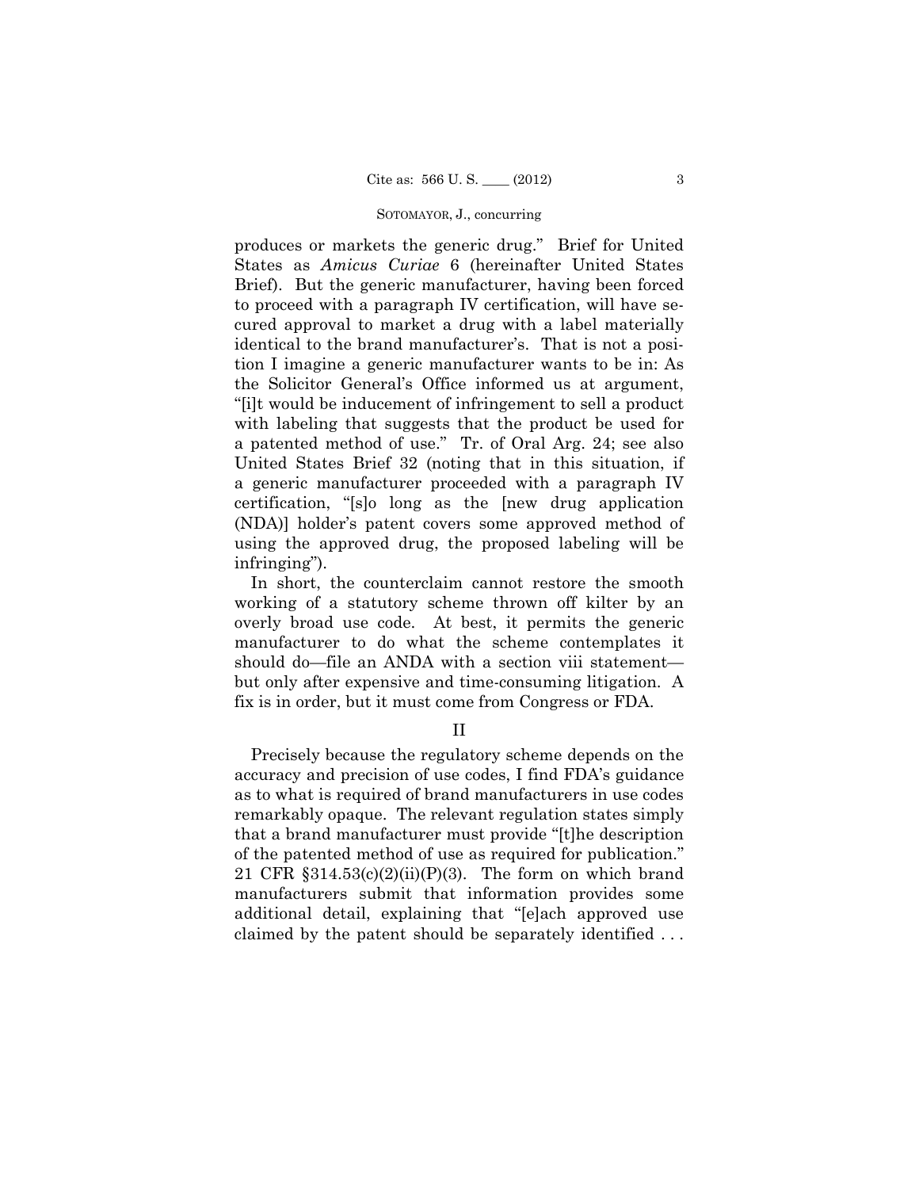produces or markets the generic drug." Brief for United States as *Amicus Curiae* 6 (hereinafter United States Brief). But the generic manufacturer, having been forced to proceed with a paragraph IV certification, will have secured approval to market a drug with a label materially identical to the brand manufacturer's. That is not a position I imagine a generic manufacturer wants to be in: As the Solicitor General's Office informed us at argument, "[i]t would be inducement of infringement to sell a product with labeling that suggests that the product be used for a patented method of use." Tr. of Oral Arg. 24; see also United States Brief 32 (noting that in this situation, if a generic manufacturer proceeded with a paragraph IV certification, "[s]o long as the [new drug application (NDA)] holder's patent covers some approved method of using the approved drug, the proposed labeling will be infringing").

In short, the counterclaim cannot restore the smooth working of a statutory scheme thrown off kilter by an overly broad use code. At best, it permits the generic manufacturer to do what the scheme contemplates it should do—file an ANDA with a section viii statement—but only after expensive and time-consuming litigation. A fix is in order, but it must come from Congress or FDA.

## II

Precisely because the regulatory scheme depends on the accuracy and precision of use codes, I find FDA's guidance as to what is required of brand manufacturers in use codes remarkably opaque. The relevant regulation states simply that a brand manufacturer must provide "[t]he description of the patented method of use as required for publication." 21 CFR §314.53(c)(2)(ii)(P)(3). The form on which brand manufacturers submit that information provides some additional detail, explaining that "[e]ach approved use claimed by the patent should be separately identified . . .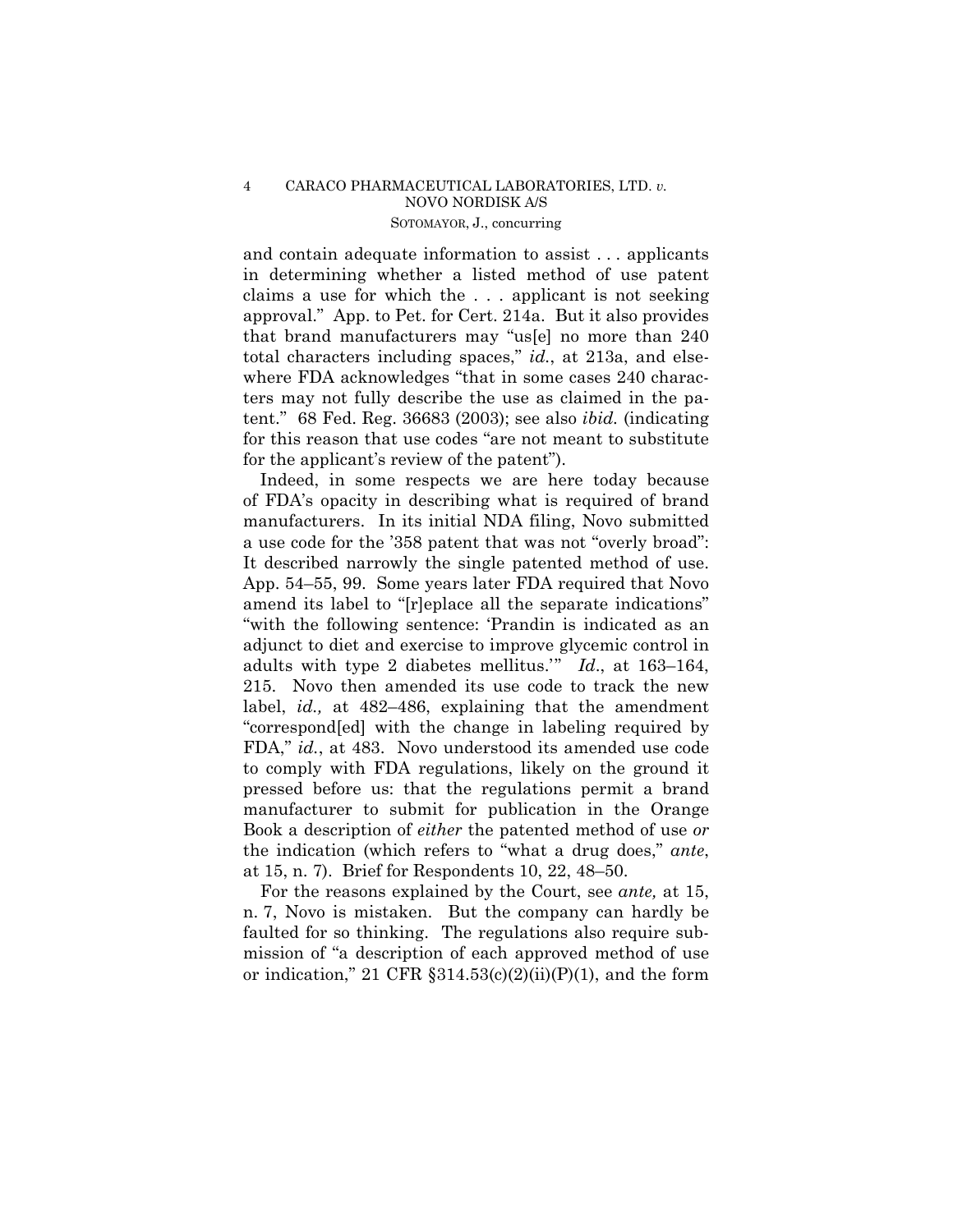and contain adequate information to assist . . . applicants in determining whether a listed method of use patent claims a use for which the . . . applicant is not seeking approval." App. to Pet. for Cert. 214a. But it also provides that brand manufacturers may "us[e] no more than 240 total characters including spaces," *id.*, at 213a, and elsewhere FDA acknowledges "that in some cases 240 characters may not fully describe the use as claimed in the patent." 68 Fed. Reg. 36683 (2003); see also *ibid.* (indicating for this reason that use codes "are not meant to substitute for the applicant's review of the patent").

Indeed, in some respects we are here today because of FDA's opacity in describing what is required of brand manufacturers. In its initial NDA filing, Novo submitted a use code for the '358 patent that was not "overly broad": It described narrowly the single patented method of use. App. 54–55, 99. Some years later FDA required that Novo amend its label to "[r]eplace all the separate indications" "with the following sentence: 'Prandin is indicated as an adjunct to diet and exercise to improve glycemic control in adults with type 2 diabetes mellitus.'" *Id.*, at 163–164, 215. Novo then amended its use code to track the new label, *id.,* at 482–486, explaining that the amendment "correspond[ed] with the change in labeling required by FDA," *id.*, at 483. Novo understood its amended use code to comply with FDA regulations, likely on the ground it pressed before us: that the regulations permit a brand manufacturer to submit for publication in the Orange Book a description of *either* the patented method of use *or* the indication (which refers to "what a drug does," *ante*, at 15, n. 7). Brief for Respondents 10, 22, 48–50.

For the reasons explained by the Court, see *ante,* at 15, n. 7, Novo is mistaken. But the company can hardly be faulted for so thinking. The regulations also require submission of "a description of each approved method of use or indication," 21 CFR §314.53(c)(2)(ii)(P)(1), and the form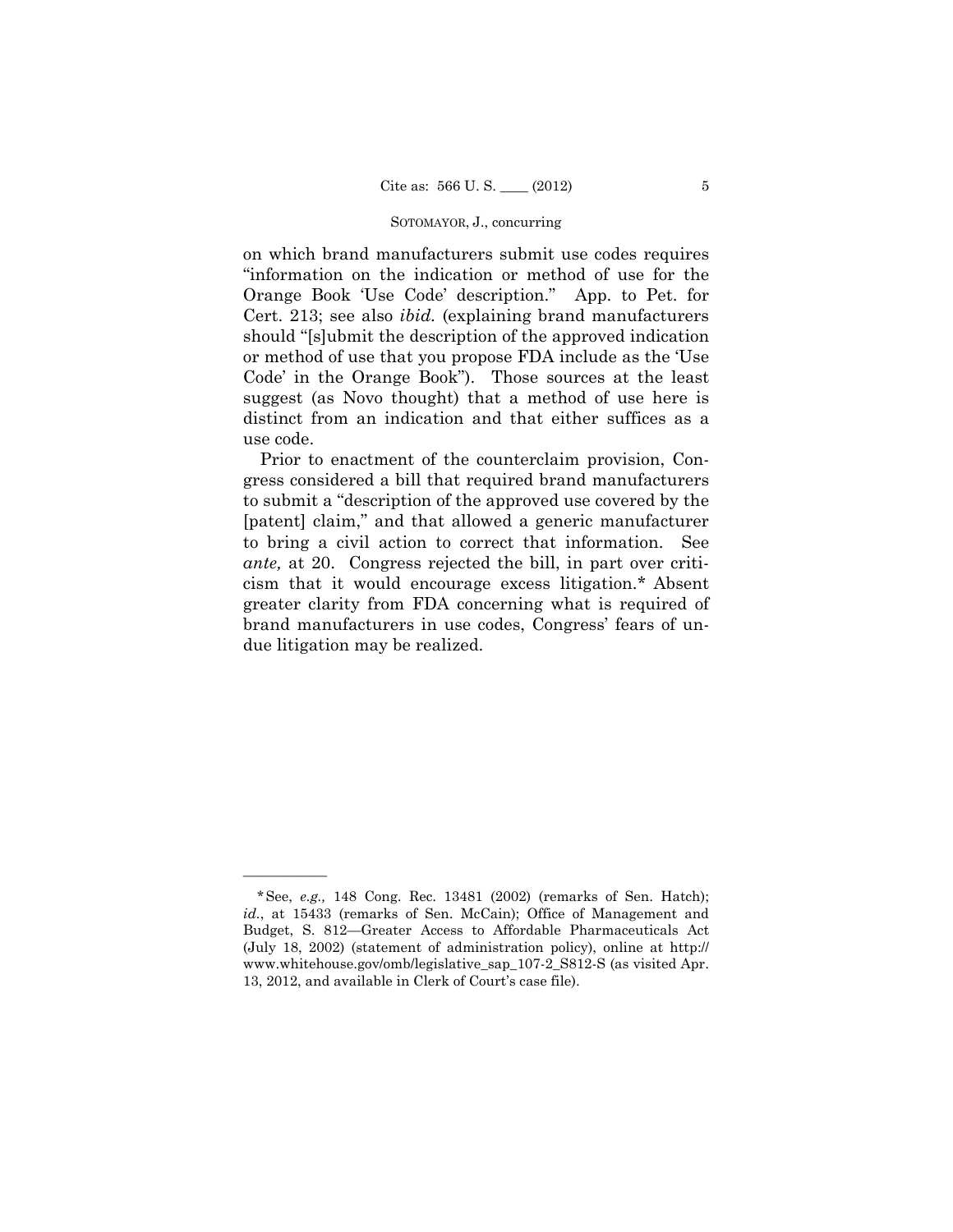on which brand manufacturers submit use codes requires "information on the indication or method of use for the Orange Book 'Use Code' description." App. to Pet. for Cert. 213; see also *ibid.* (explaining brand manufacturers should "[s]ubmit the description of the approved indication or method of use that you propose FDA include as the 'Use Code' in the Orange Book"). Those sources at the least suggest (as Novo thought) that a method of use here is distinct from an indication and that either suffices as a use code.

Prior to enactment of the counterclaim provision, Congress considered a bill that required brand manufacturers to submit a "description of the approved use covered by the [patent] claim," and that allowed a generic manufacturer to bring a civil action to correct that information. See *ante,* at 20. Congress rejected the bill, in part over criticism that it would encourage excess litigation.* Absent greater clarity from FDA concerning what is required of brand manufacturers in use codes, Congress' fears of undue litigation may be realized.

---

*See, *e.g.,* 148 Cong. Rec. 13481 (2002) (remarks of Sen. Hatch); *id.*, at 15433 (remarks of Sen. McCain); Office of Management and Budget, S. 812—Greater Access to Affordable Pharmaceuticals Act (July 18, 2002) (statement of administration policy), online at http://www.whitehouse.gov/omb/legislative_sap_107-2_S812-S (as visited Apr. 13, 2012, and available in Clerk of Court's case file).